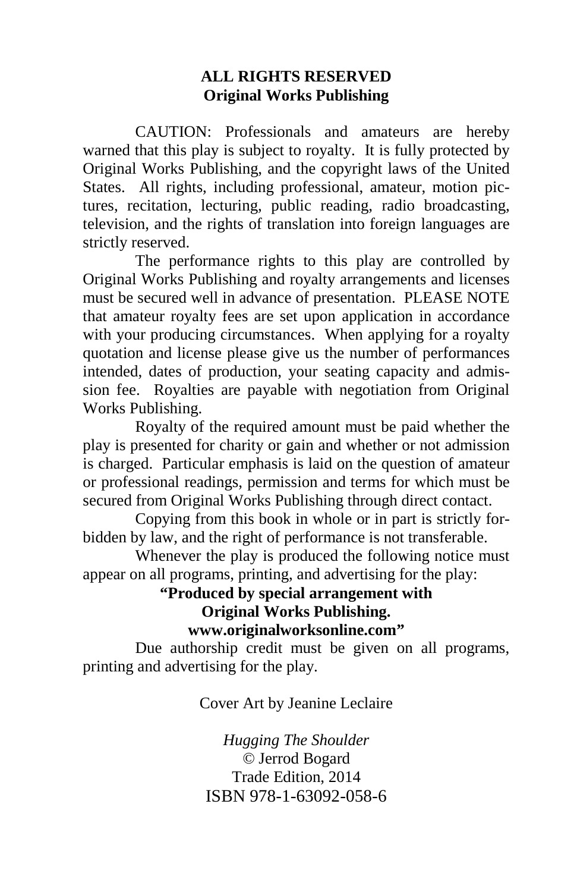**ALL RIGHTS RESERVED**
**Original Works Publishing**

CAUTION: Professionals and amateurs are hereby warned that this play is subject to royalty. It is fully protected by Original Works Publishing, and the copyright laws of the United States. All rights, including professional, amateur, motion pictures, recitation, lecturing, public reading, radio broadcasting, television, and the rights of translation into foreign languages are strictly reserved.

The performance rights to this play are controlled by Original Works Publishing and royalty arrangements and licenses must be secured well in advance of presentation. PLEASE NOTE that amateur royalty fees are set upon application in accordance with your producing circumstances. When applying for a royalty quotation and license please give us the number of performances intended, dates of production, your seating capacity and admission fee. Royalties are payable with negotiation from Original Works Publishing.

Royalty of the required amount must be paid whether the play is presented for charity or gain and whether or not admission is charged. Particular emphasis is laid on the question of amateur or professional readings, permission and terms for which must be secured from Original Works Publishing through direct contact.

Copying from this book in whole or in part is strictly forbidden by law, and the right of performance is not transferable.

Whenever the play is produced the following notice must appear on all programs, printing, and advertising for the play:

**"Produced by special arrangement with**
**Original Works Publishing.**
**www.originalworksonline.com"**

Due authorship credit must be given on all programs, printing and advertising for the play.

Cover Art by Jeanine Leclaire

*Hugging The Shoulder*
© Jerrod Bogard
Trade Edition, 2014
ISBN 978-1-63092-058-6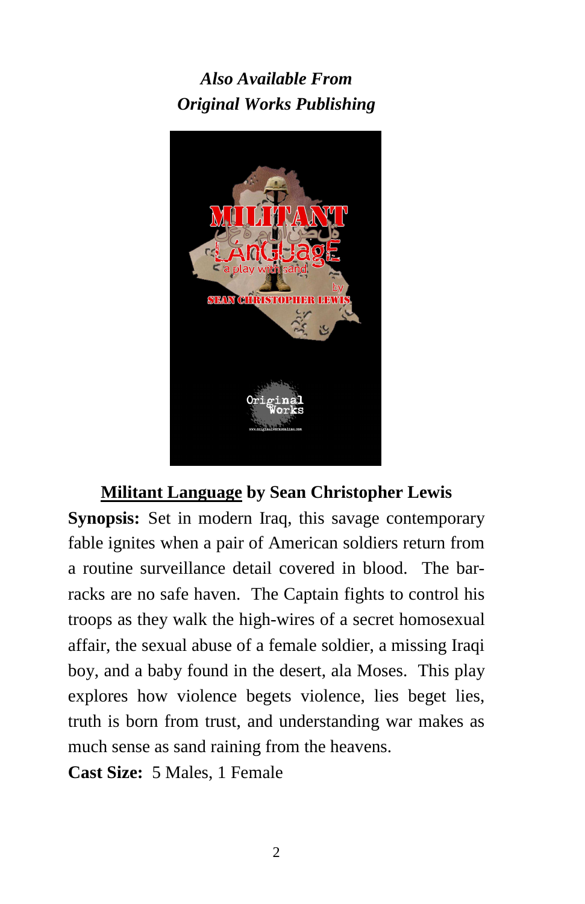*Also Available From*
*Original Works Publishing*

**Militant Language by Sean Christopher Lewis**

**Synopsis:** Set in modern Iraq, this savage contemporary fable ignites when a pair of American soldiers return from a routine surveillance detail covered in blood. The barracks are no safe haven. The Captain fights to control his troops as they walk the high-wires of a secret homosexual affair, the sexual abuse of a female soldier, a missing Iraqi boy, and a baby found in the desert, ala Moses. This play explores how violence begets violence, lies beget lies, truth is born from trust, and understanding war makes as much sense as sand raining from the heavens.

**Cast Size:** 5 Males, 1 Female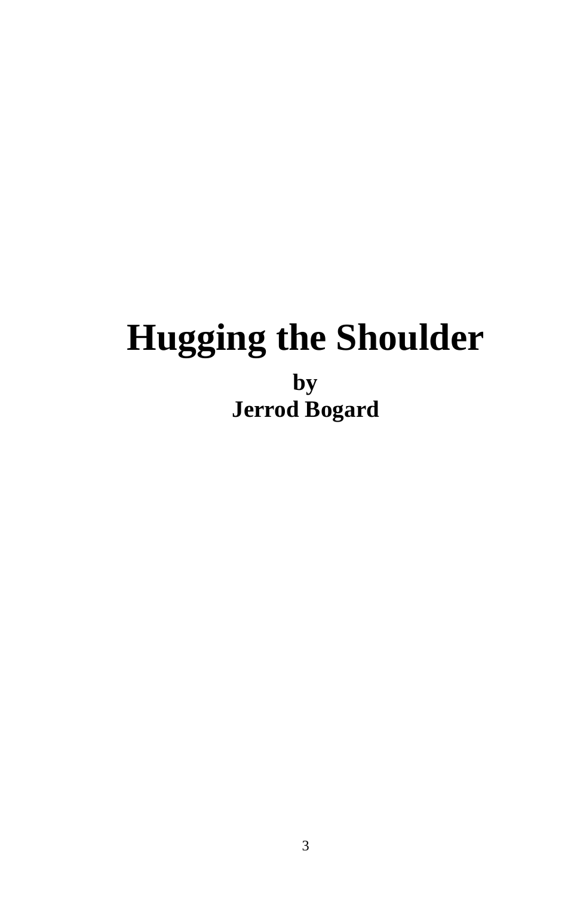# Hugging the Shoulder

**by**
**Jerrod Bogard**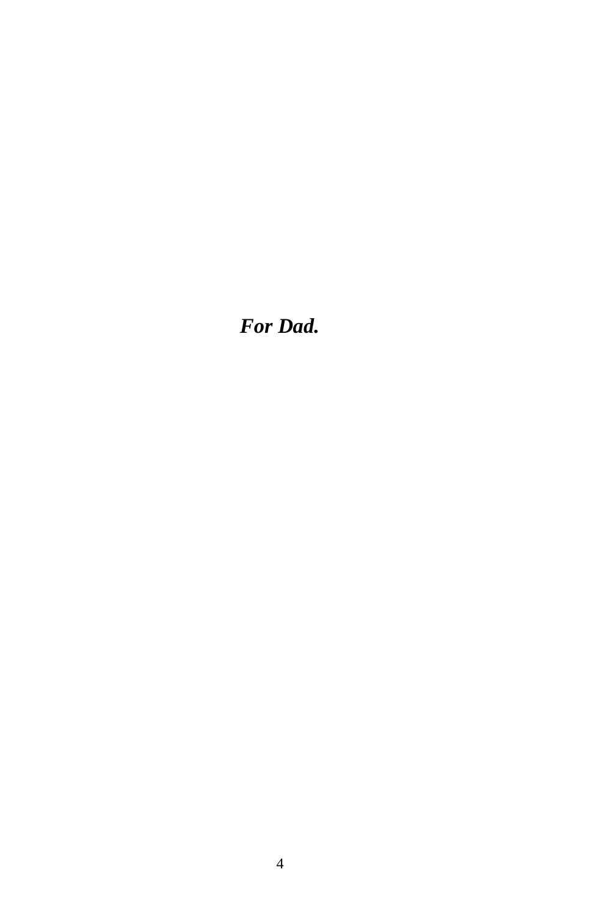***For Dad.***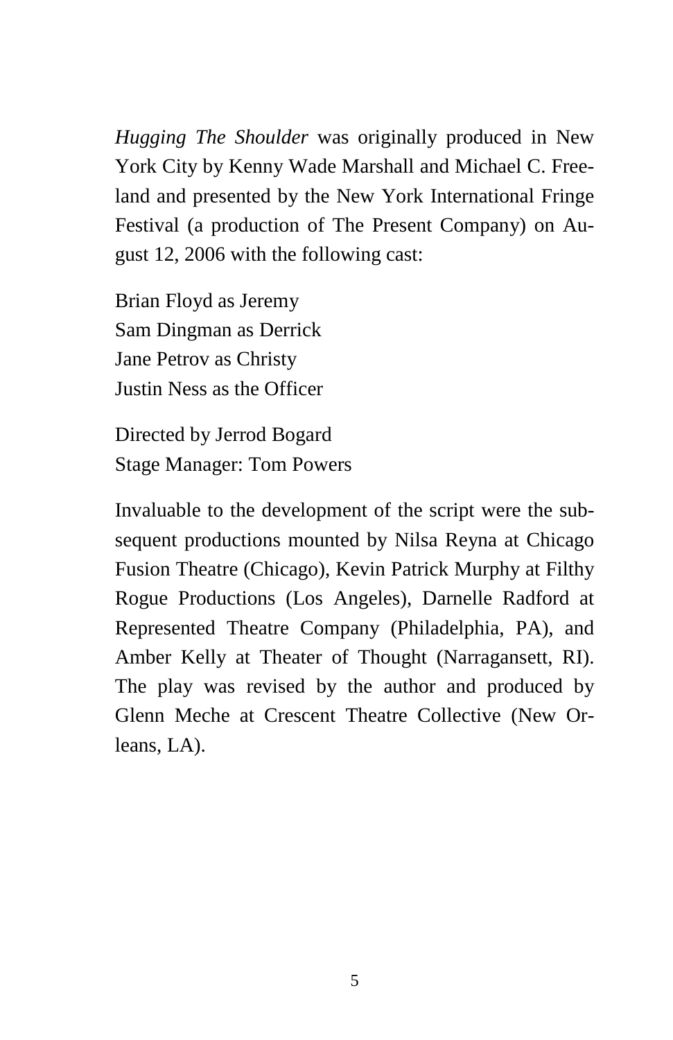*Hugging The Shoulder* was originally produced in New York City by Kenny Wade Marshall and Michael C. Freeland and presented by the New York International Fringe Festival (a production of The Present Company) on August 12, 2006 with the following cast:

Brian Floyd as Jeremy
Sam Dingman as Derrick
Jane Petrov as Christy
Justin Ness as the Officer

Directed by Jerrod Bogard
Stage Manager: Tom Powers

Invaluable to the development of the script were the subsequent productions mounted by Nilsa Reyna at Chicago Fusion Theatre (Chicago), Kevin Patrick Murphy at Filthy Rogue Productions (Los Angeles), Darnelle Radford at Represented Theatre Company (Philadelphia, PA), and Amber Kelly at Theater of Thought (Narragansett, RI). The play was revised by the author and produced by Glenn Meche at Crescent Theatre Collective (New Orleans, LA).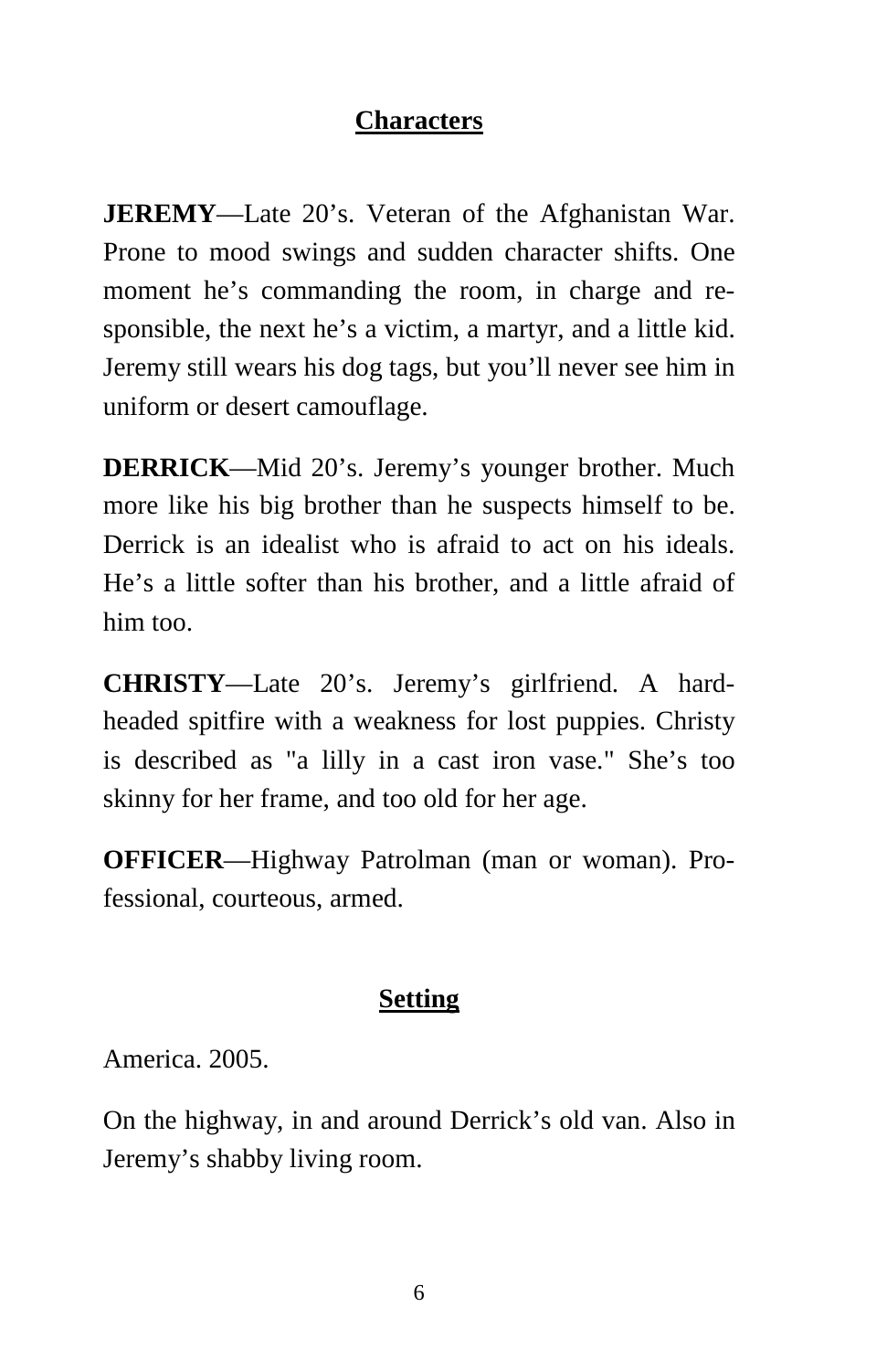## Characters

**JEREMY**—Late 20's. Veteran of the Afghanistan War. Prone to mood swings and sudden character shifts. One moment he's commanding the room, in charge and responsible, the next he's a victim, a martyr, and a little kid. Jeremy still wears his dog tags, but you'll never see him in uniform or desert camouflage.

**DERRICK**—Mid 20's. Jeremy's younger brother. Much more like his big brother than he suspects himself to be. Derrick is an idealist who is afraid to act on his ideals. He's a little softer than his brother, and a little afraid of him too.

**CHRISTY**—Late 20's. Jeremy's girlfriend. A hard-headed spitfire with a weakness for lost puppies. Christy is described as "a lilly in a cast iron vase." She's too skinny for her frame, and too old for her age.

**OFFICER**—Highway Patrolman (man or woman). Professional, courteous, armed.

## Setting

America. 2005.

On the highway, in and around Derrick's old van. Also in Jeremy's shabby living room.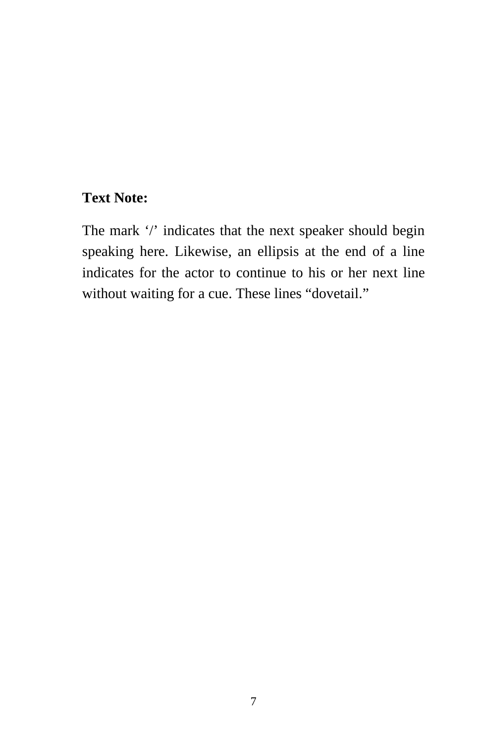**Text Note:**

The mark '/' indicates that the next speaker should begin speaking here. Likewise, an ellipsis at the end of a line indicates for the actor to continue to his or her next line without waiting for a cue. These lines "dovetail."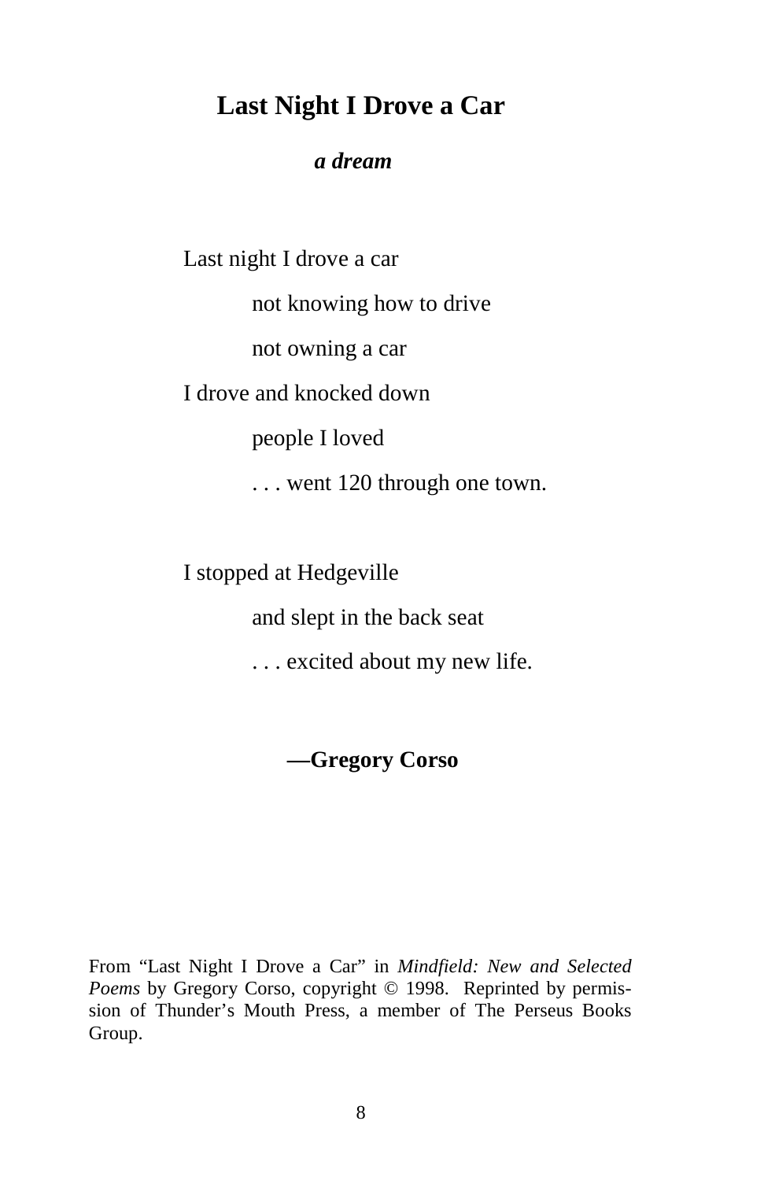# Last Night I Drove a Car

***a dream***

Last night I drove a car
    not knowing how to drive
    not owning a car
I drove and knocked down
    people I loved
    . . . went 120 through one town.

I stopped at Hedgeville
    and slept in the back seat
    . . . excited about my new life.

**—Gregory Corso**

From "Last Night I Drove a Car" in *Mindfield: New and Selected Poems* by Gregory Corso, copyright © 1998. Reprinted by permission of Thunder's Mouth Press, a member of The Perseus Books Group.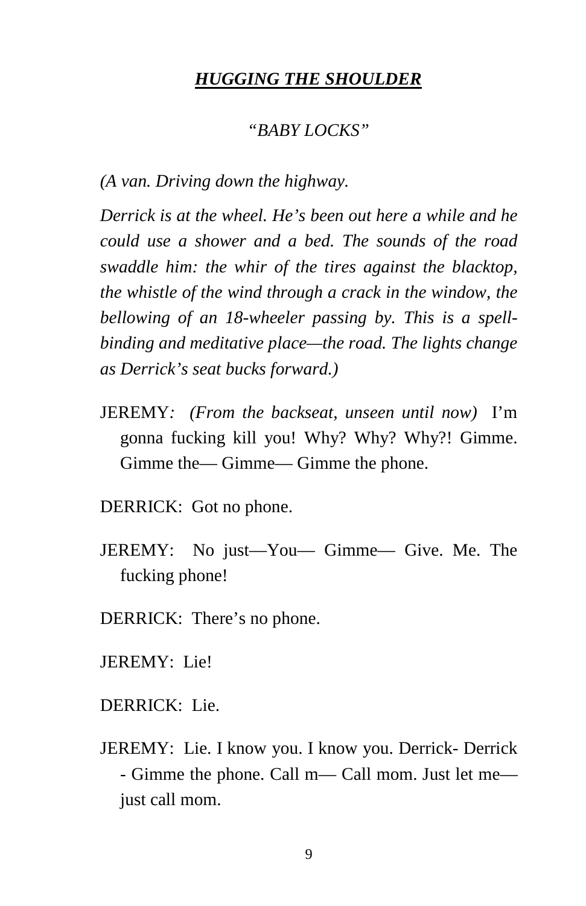# ***HUGGING THE SHOULDER***

*"BABY LOCKS"*

*(A van. Driving down the highway.*

*Derrick is at the wheel. He's been out here a while and he could use a shower and a bed. The sounds of the road swaddle him: the whir of the tires against the blacktop, the whistle of the wind through a crack in the window, the bellowing of an 18-wheeler passing by. This is a spell-binding and meditative place—the road. The lights change as Derrick's seat bucks forward.)*

JEREMY*: (From the backseat, unseen until now)* I'm gonna fucking kill you! Why? Why? Why?! Gimme. Gimme the— Gimme— Gimme the phone.

DERRICK: Got no phone.

JEREMY: No just—You— Gimme— Give. Me. The fucking phone!

DERRICK: There's no phone.

JEREMY: Lie!

DERRICK: Lie.

JEREMY: Lie. I know you. I know you. Derrick- Derrick - Gimme the phone. Call m— Call mom. Just let me— just call mom.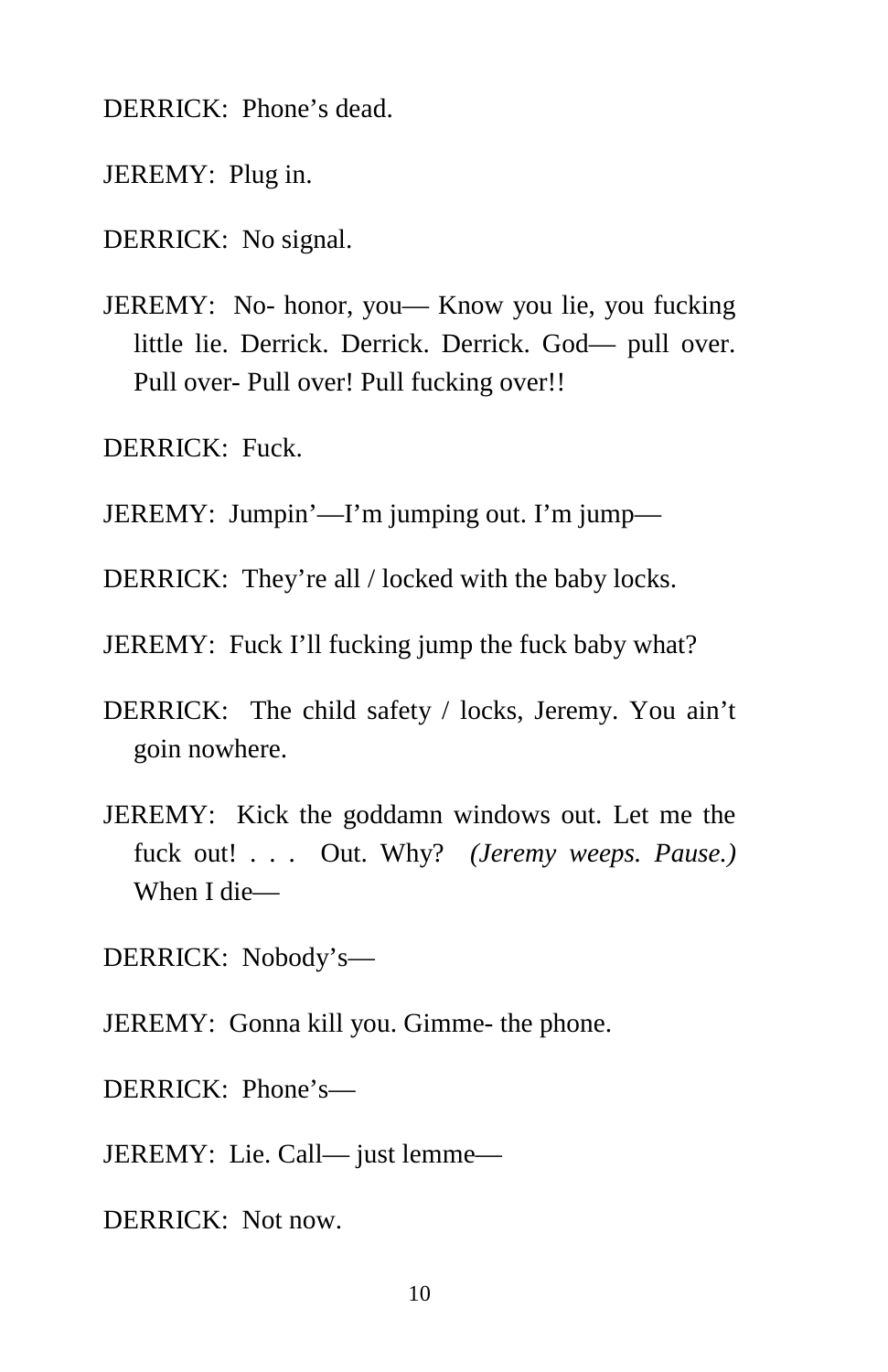DERRICK:  Phone's dead.

JEREMY:  Plug in.

DERRICK:  No signal.

JEREMY:  No- honor, you— Know you lie, you fucking little lie. Derrick. Derrick. Derrick. God— pull over. Pull over- Pull over! Pull fucking over!!

DERRICK:  Fuck.

JEREMY:  Jumpin'—I'm jumping out. I'm jump—

DERRICK:  They're all / locked with the baby locks.

JEREMY:  Fuck I'll fucking jump the fuck baby what?

DERRICK:  The child safety / locks, Jeremy. You ain't goin nowhere.

JEREMY:  Kick the goddamn windows out. Let me the fuck out! . . .  Out. Why?  *(Jeremy weeps. Pause.)* When I die—

DERRICK:  Nobody's—

JEREMY:  Gonna kill you. Gimme- the phone.

DERRICK:  Phone's—

JEREMY:  Lie. Call— just lemme—

DERRICK:  Not now.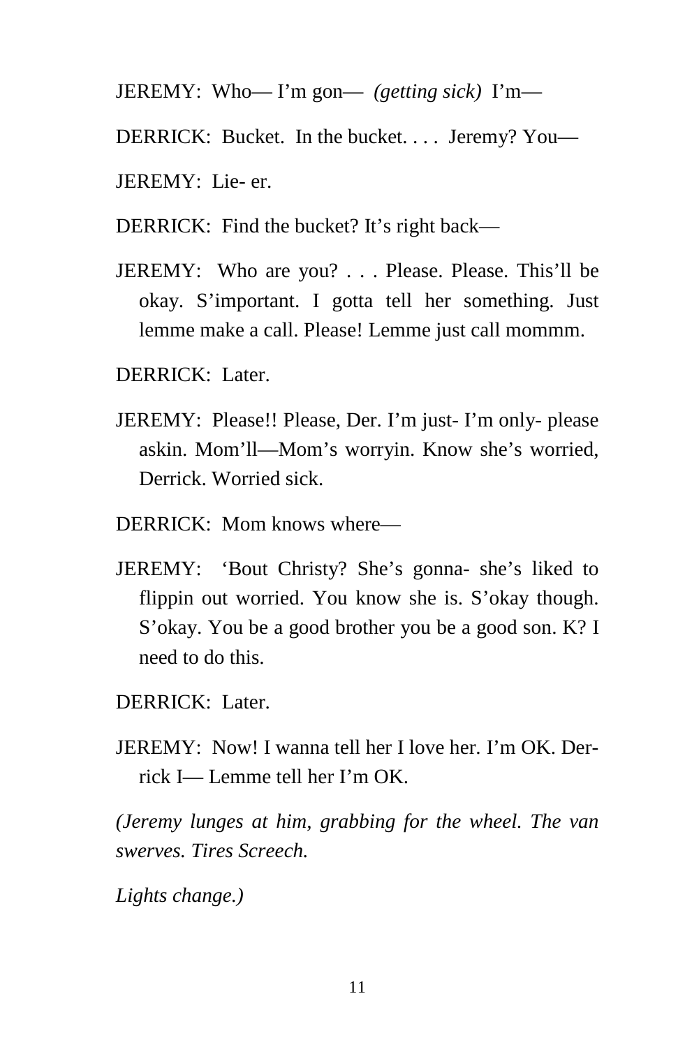JEREMY:  Who— I'm gon—  *(getting sick)*  I'm—

DERRICK:  Bucket.  In the bucket. . . .  Jeremy? You—

JEREMY:  Lie- er.

DERRICK:  Find the bucket? It's right back—

JEREMY:  Who are you? . . . Please. Please. This'll be okay. S'important. I gotta tell her something. Just lemme make a call. Please! Lemme just call mommm.

DERRICK:  Later.

JEREMY:  Please!! Please, Der. I'm just- I'm only- please askin. Mom'll—Mom's worryin. Know she's worried, Derrick. Worried sick.

DERRICK:  Mom knows where—

JEREMY:  'Bout Christy? She's gonna- she's liked to flippin out worried. You know she is. S'okay though. S'okay. You be a good brother you be a good son. K? I need to do this.

DERRICK:  Later.

JEREMY:  Now! I wanna tell her I love her. I'm OK. Derrick I— Lemme tell her I'm OK.

*(Jeremy lunges at him, grabbing for the wheel. The van swerves. Tires Screech.*

*Lights change.)*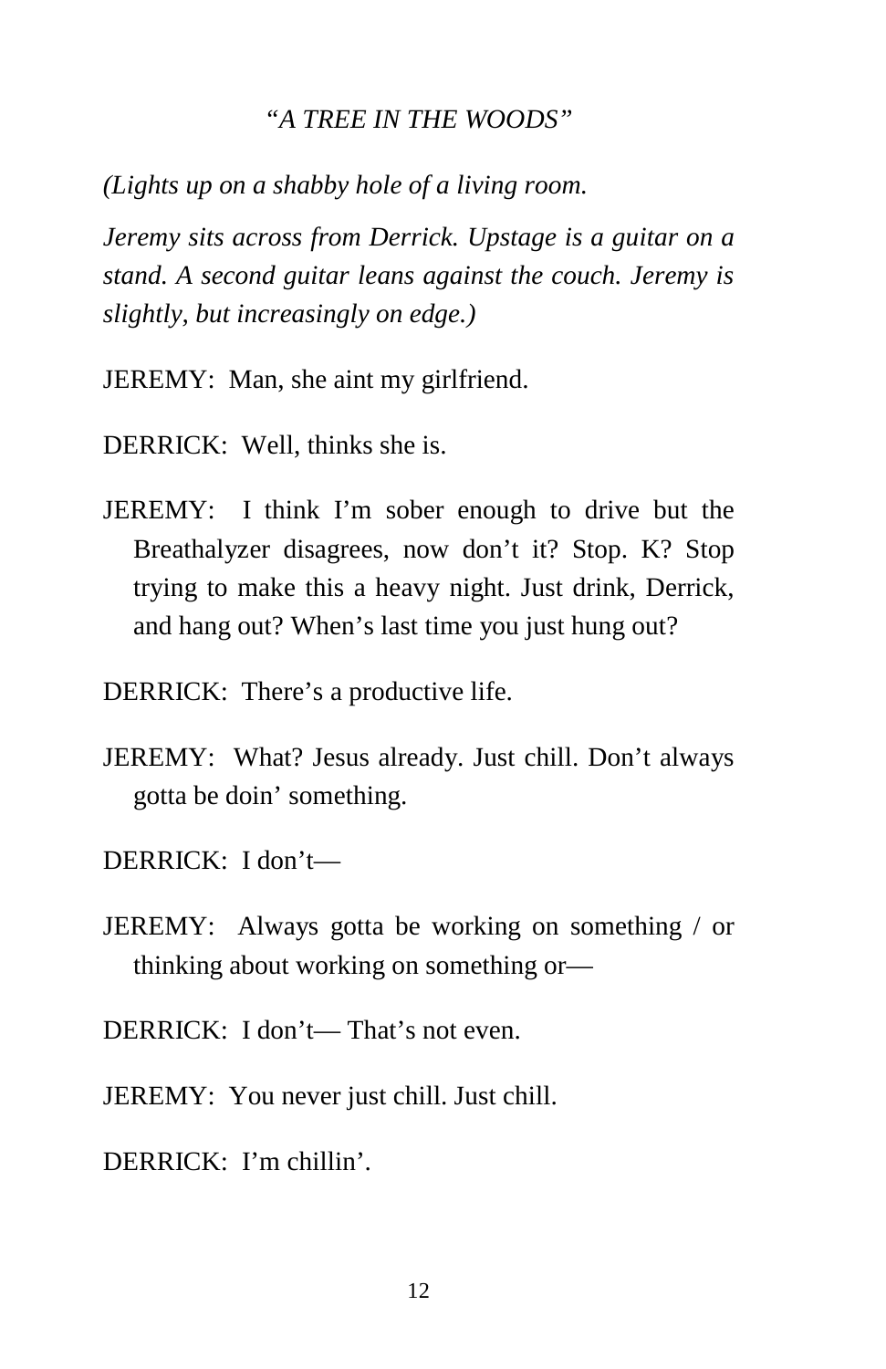*"A TREE IN THE WOODS"*

*(Lights up on a shabby hole of a living room.*

*Jeremy sits across from Derrick. Upstage is a guitar on a stand. A second guitar leans against the couch. Jeremy is slightly, but increasingly on edge.)*

JEREMY: Man, she aint my girlfriend.

DERRICK: Well, thinks she is.

JEREMY: I think I'm sober enough to drive but the Breathalyzer disagrees, now don't it? Stop. K? Stop trying to make this a heavy night. Just drink, Derrick, and hang out? When's last time you just hung out?

DERRICK: There's a productive life.

JEREMY: What? Jesus already. Just chill. Don't always gotta be doin' something.

DERRICK: I don't—

JEREMY: Always gotta be working on something / or thinking about working on something or—

DERRICK: I don't— That's not even.

JEREMY: You never just chill. Just chill.

DERRICK: I'm chillin'.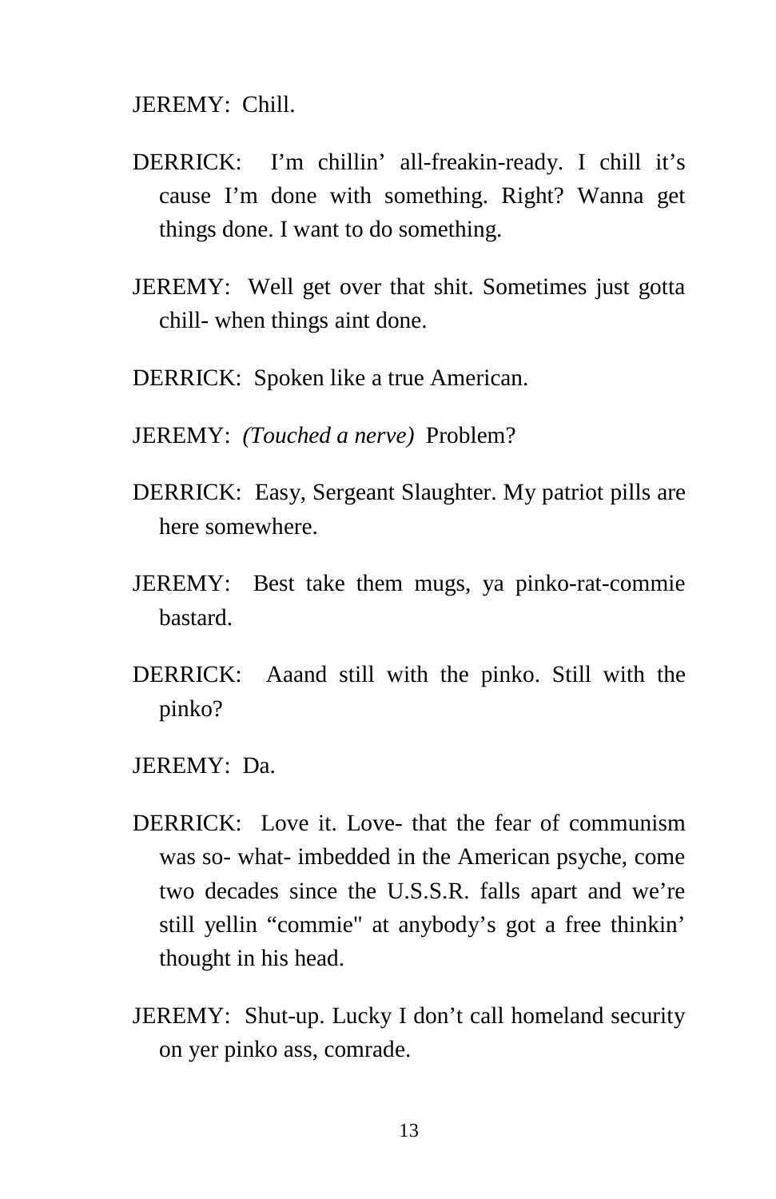JEREMY: Chill.

DERRICK: I'm chillin' all-freakin-ready. I chill it's cause I'm done with something. Right? Wanna get things done. I want to do something.

JEREMY: Well get over that shit. Sometimes just gotta chill- when things aint done.

DERRICK: Spoken like a true American.

JEREMY: *(Touched a nerve)* Problem?

DERRICK: Easy, Sergeant Slaughter. My patriot pills are here somewhere.

JEREMY: Best take them mugs, ya pinko-rat-commie bastard.

DERRICK: Aaand still with the pinko. Still with the pinko?

JEREMY: Da.

DERRICK: Love it. Love- that the fear of communism was so- what- imbedded in the American psyche, come two decades since the U.S.S.R. falls apart and we're still yellin "commie" at anybody's got a free thinkin' thought in his head.

JEREMY: Shut-up. Lucky I don't call homeland security on yer pinko ass, comrade.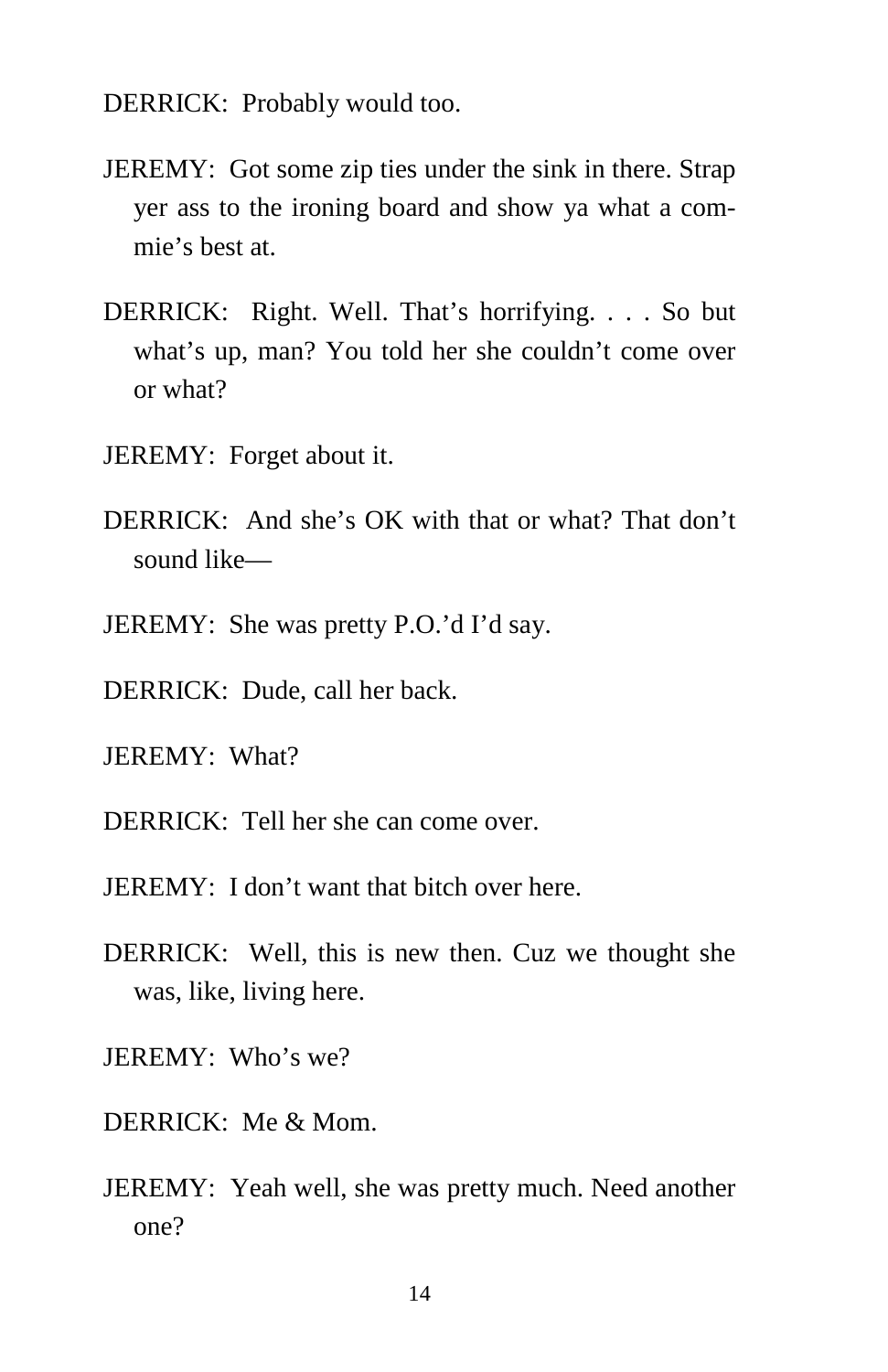DERRICK: Probably would too.

JEREMY: Got some zip ties under the sink in there. Strap yer ass to the ironing board and show ya what a commie's best at.

DERRICK: Right. Well. That's horrifying. . . . So but what's up, man? You told her she couldn't come over or what?

JEREMY: Forget about it.

DERRICK: And she's OK with that or what? That don't sound like—

JEREMY: She was pretty P.O.'d I'd say.

DERRICK: Dude, call her back.

JEREMY: What?

DERRICK: Tell her she can come over.

JEREMY: I don't want that bitch over here.

DERRICK: Well, this is new then. Cuz we thought she was, like, living here.

JEREMY: Who's we?

DERRICK: Me & Mom.

JEREMY: Yeah well, she was pretty much. Need another one?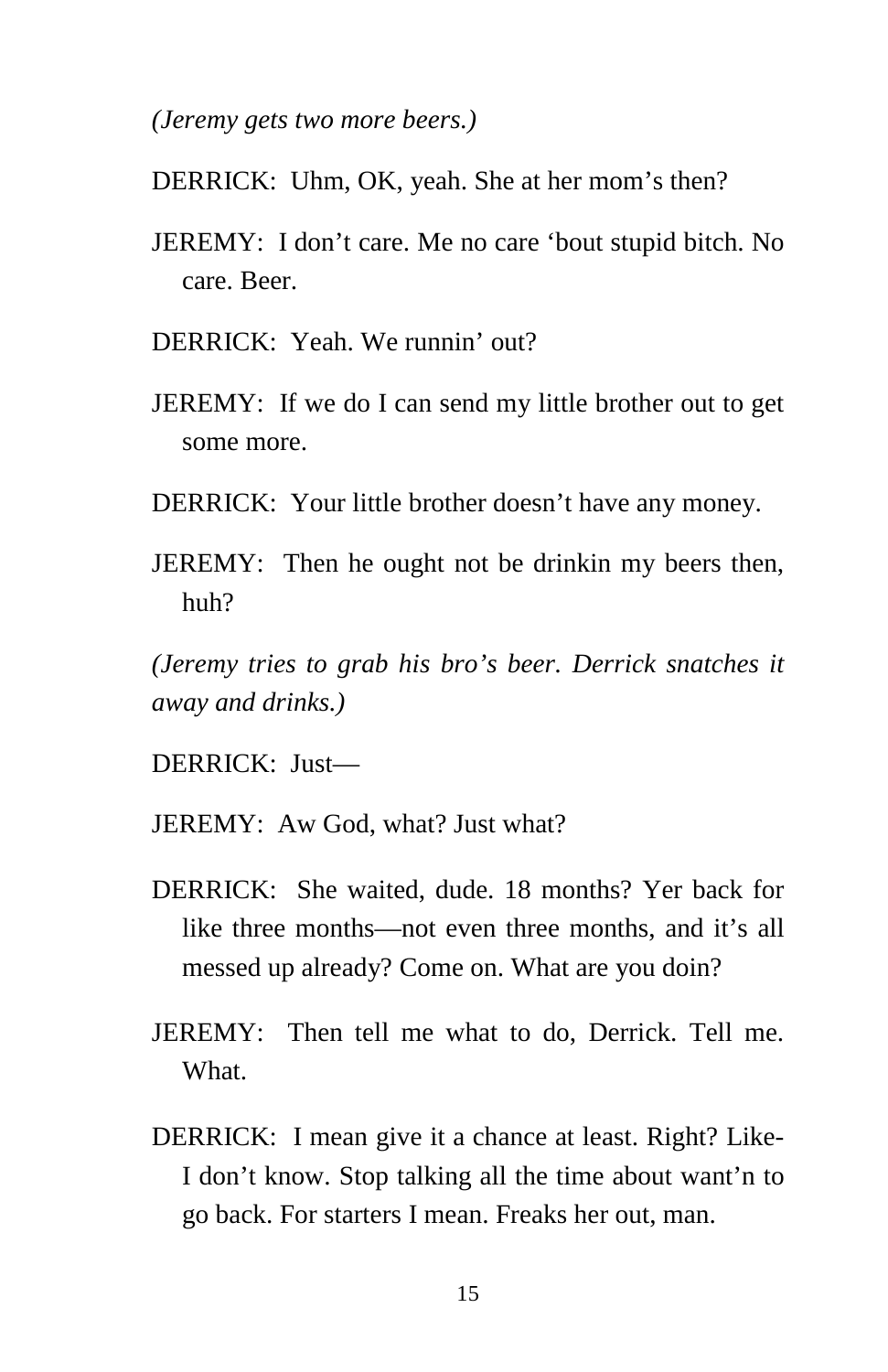*(Jeremy gets two more beers.)*

DERRICK: Uhm, OK, yeah. She at her mom's then?

JEREMY: I don't care. Me no care 'bout stupid bitch. No care. Beer.

DERRICK: Yeah. We runnin' out?

JEREMY: If we do I can send my little brother out to get some more.

DERRICK: Your little brother doesn't have any money.

JEREMY: Then he ought not be drinkin my beers then, huh?

*(Jeremy tries to grab his bro's beer. Derrick snatches it away and drinks.)*

DERRICK: Just—

JEREMY: Aw God, what? Just what?

DERRICK: She waited, dude. 18 months? Yer back for like three months—not even three months, and it's all messed up already? Come on. What are you doin?

JEREMY: Then tell me what to do, Derrick. Tell me. What.

DERRICK: I mean give it a chance at least. Right? Like- I don't know. Stop talking all the time about want'n to go back. For starters I mean. Freaks her out, man.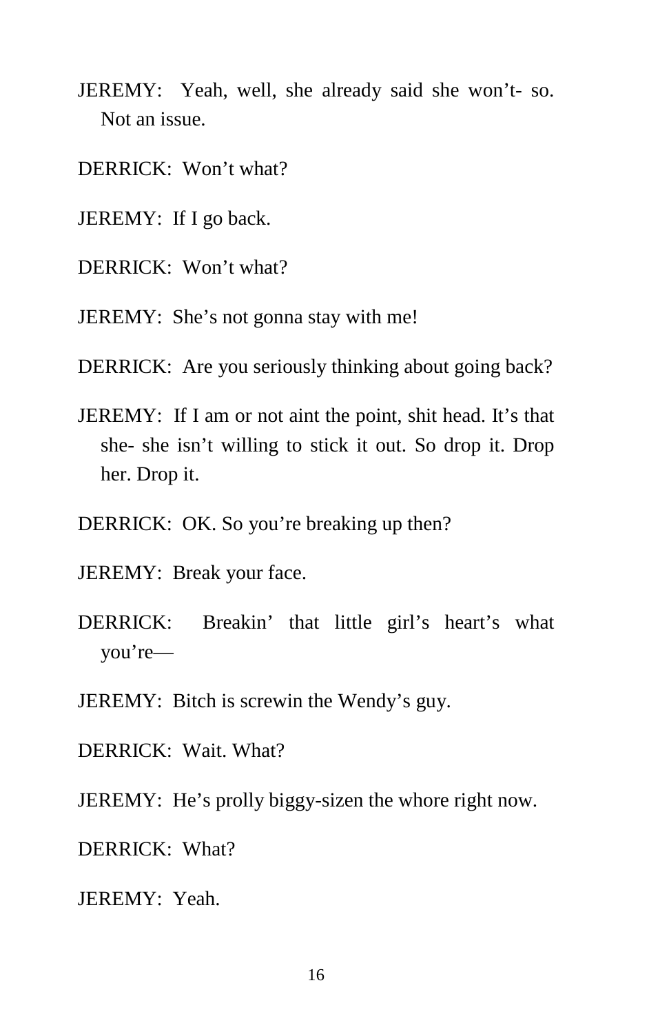JEREMY: Yeah, well, she already said she won't- so. Not an issue.

DERRICK: Won't what?

JEREMY: If I go back.

DERRICK: Won't what?

JEREMY: She's not gonna stay with me!

DERRICK: Are you seriously thinking about going back?

JEREMY: If I am or not aint the point, shit head. It's that she- she isn't willing to stick it out. So drop it. Drop her. Drop it.

DERRICK: OK. So you're breaking up then?

JEREMY: Break your face.

DERRICK: Breakin' that little girl's heart's what you're—

JEREMY: Bitch is screwin the Wendy's guy.

DERRICK: Wait. What?

JEREMY: He's prolly biggy-sizen the whore right now.

DERRICK: What?

JEREMY: Yeah.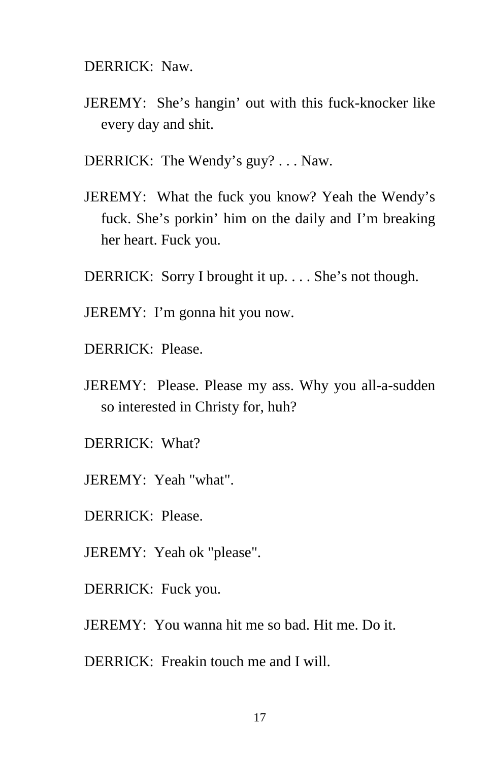DERRICK: Naw.

JEREMY: She's hangin' out with this fuck-knocker like every day and shit.

DERRICK: The Wendy's guy? . . . Naw.

JEREMY: What the fuck you know? Yeah the Wendy's fuck. She's porkin' him on the daily and I'm breaking her heart. Fuck you.

DERRICK: Sorry I brought it up. . . . She's not though.

JEREMY: I'm gonna hit you now.

DERRICK: Please.

JEREMY: Please. Please my ass. Why you all-a-sudden so interested in Christy for, huh?

DERRICK: What?

JEREMY: Yeah "what".

DERRICK: Please.

JEREMY: Yeah ok "please".

DERRICK: Fuck you.

JEREMY: You wanna hit me so bad. Hit me. Do it.

DERRICK: Freakin touch me and I will.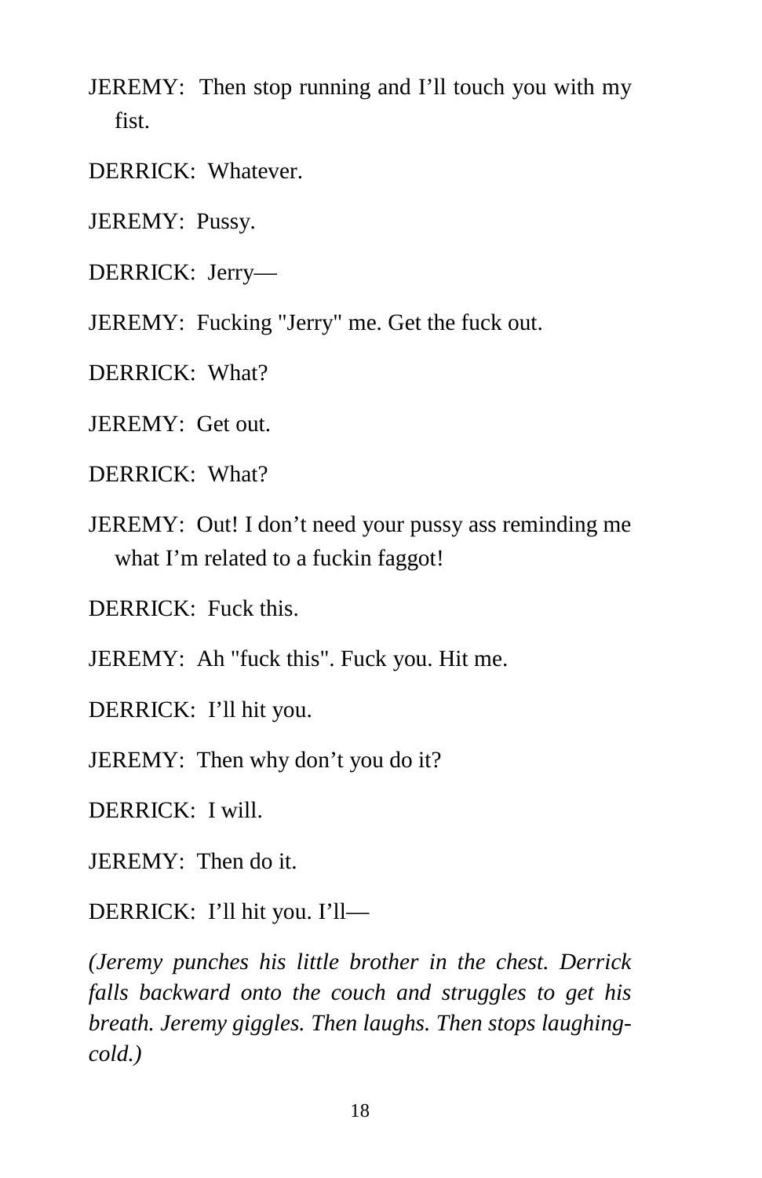JEREMY:  Then stop running and I’ll touch you with my fist.

DERRICK:  Whatever.

JEREMY:  Pussy.

DERRICK:  Jerry—

JEREMY:  Fucking "Jerry" me. Get the fuck out.

DERRICK:  What?

JEREMY:  Get out.

DERRICK:  What?

JEREMY:  Out! I don’t need your pussy ass reminding me what I’m related to a fuckin faggot!

DERRICK:  Fuck this.

JEREMY:  Ah "fuck this". Fuck you. Hit me.

DERRICK:  I’ll hit you.

JEREMY:  Then why don’t you do it?

DERRICK:  I will.

JEREMY:  Then do it.

DERRICK:  I’ll hit you. I’ll—

*(Jeremy punches his little brother in the chest. Derrick falls backward onto the couch and struggles to get his breath. Jeremy giggles. Then laughs. Then stops laughing-cold.)*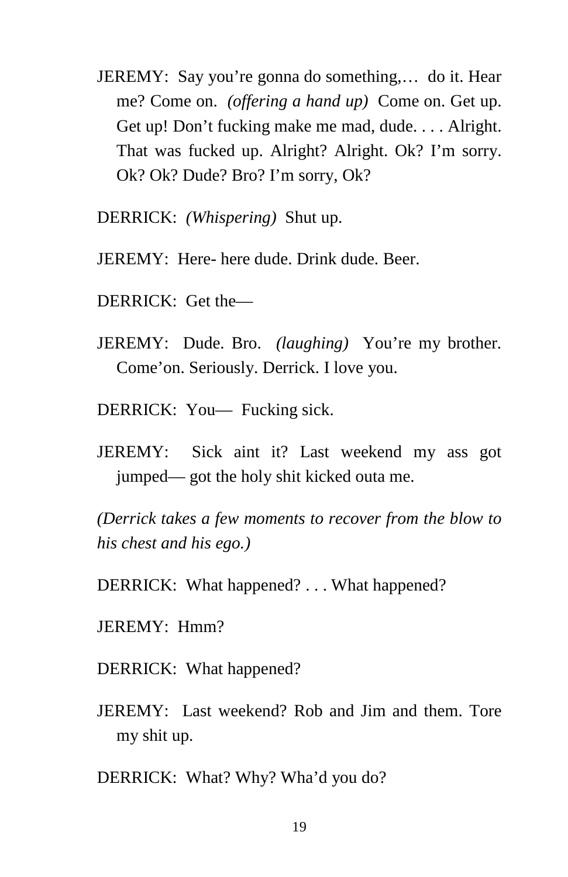JEREMY: Say you’re gonna do something,… do it. Hear me? Come on. *(offering a hand up)* Come on. Get up. Get up! Don’t fucking make me mad, dude. . . . Alright. That was fucked up. Alright? Alright. Ok? I’m sorry. Ok? Ok? Dude? Bro? I’m sorry, Ok?

DERRICK: *(Whispering)* Shut up.

JEREMY: Here- here dude. Drink dude. Beer.

DERRICK: Get the—

JEREMY: Dude. Bro. *(laughing)* You’re my brother. Come’on. Seriously. Derrick. I love you.

DERRICK: You— Fucking sick.

JEREMY: Sick aint it? Last weekend my ass got jumped— got the holy shit kicked outa me.

*(Derrick takes a few moments to recover from the blow to his chest and his ego.)*

DERRICK: What happened? . . . What happened?

JEREMY: Hmm?

DERRICK: What happened?

JEREMY: Last weekend? Rob and Jim and them. Tore my shit up.

DERRICK: What? Why? Wha’d you do?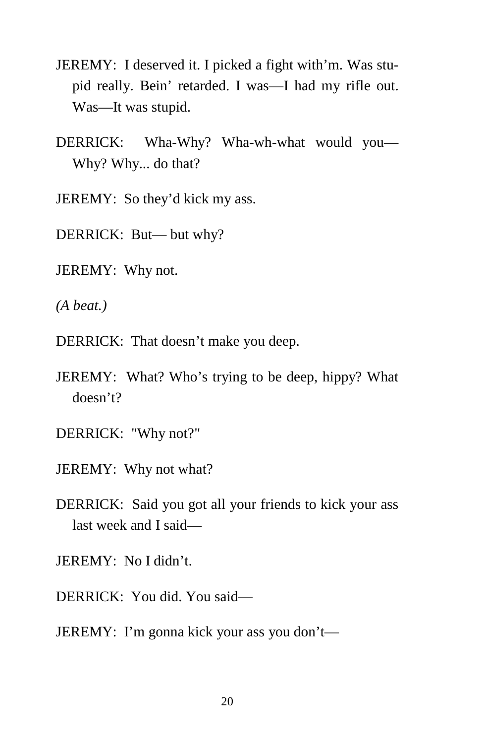JEREMY: I deserved it. I picked a fight with'm. Was stupid really. Bein' retarded. I was—I had my rifle out. Was—It was stupid.

DERRICK: Wha-Why? Wha-wh-what would you— Why? Why... do that?

JEREMY: So they'd kick my ass.

DERRICK: But— but why?

JEREMY: Why not.

*(A beat.)*

DERRICK: That doesn't make you deep.

JEREMY: What? Who's trying to be deep, hippy? What doesn't?

DERRICK: "Why not?"

JEREMY: Why not what?

DERRICK: Said you got all your friends to kick your ass last week and I said—

JEREMY: No I didn't.

DERRICK: You did. You said—

JEREMY: I'm gonna kick your ass you don't—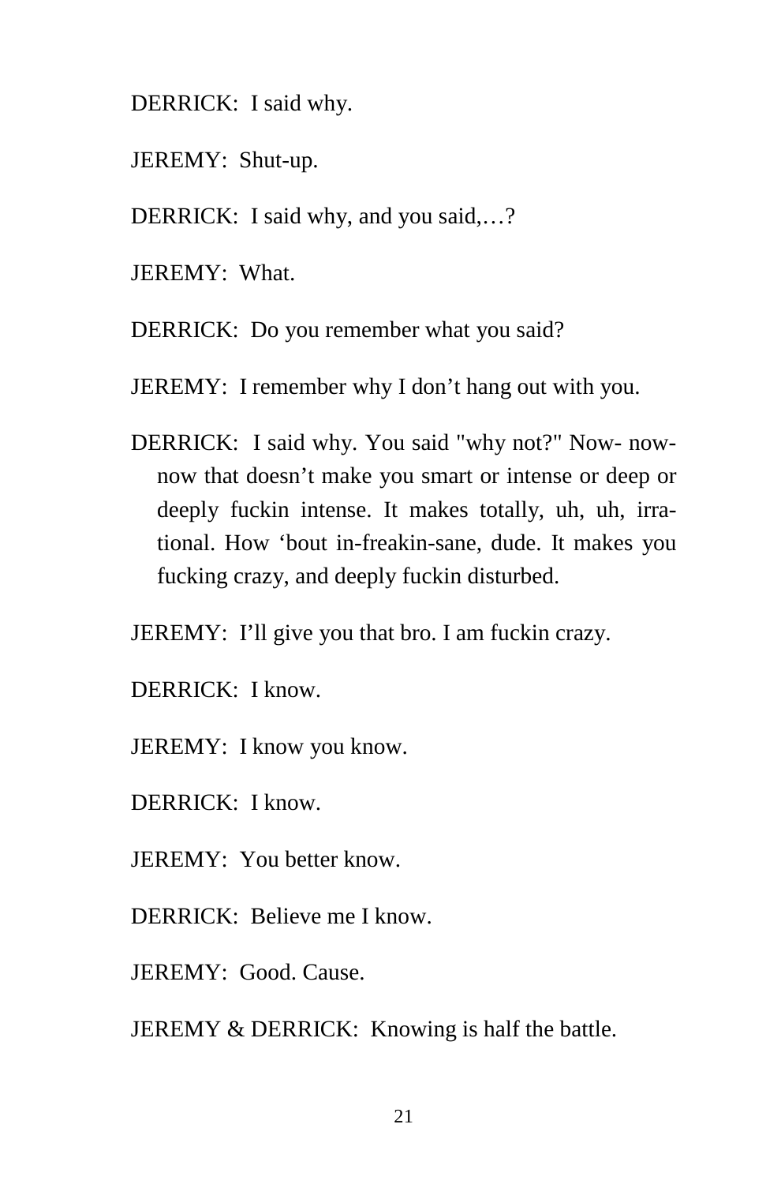DERRICK: I said why.

JEREMY: Shut-up.

DERRICK: I said why, and you said,…?

JEREMY: What.

DERRICK: Do you remember what you said?

JEREMY: I remember why I don't hang out with you.

DERRICK: I said why. You said "why not?" Now- now- now that doesn't make you smart or intense or deep or deeply fuckin intense. It makes totally, uh, uh, irrational. How 'bout in-freakin-sane, dude. It makes you fucking crazy, and deeply fuckin disturbed.

JEREMY: I'll give you that bro. I am fuckin crazy.

DERRICK: I know.

JEREMY: I know you know.

DERRICK: I know.

JEREMY: You better know.

DERRICK: Believe me I know.

JEREMY: Good. Cause.

JEREMY & DERRICK: Knowing is half the battle.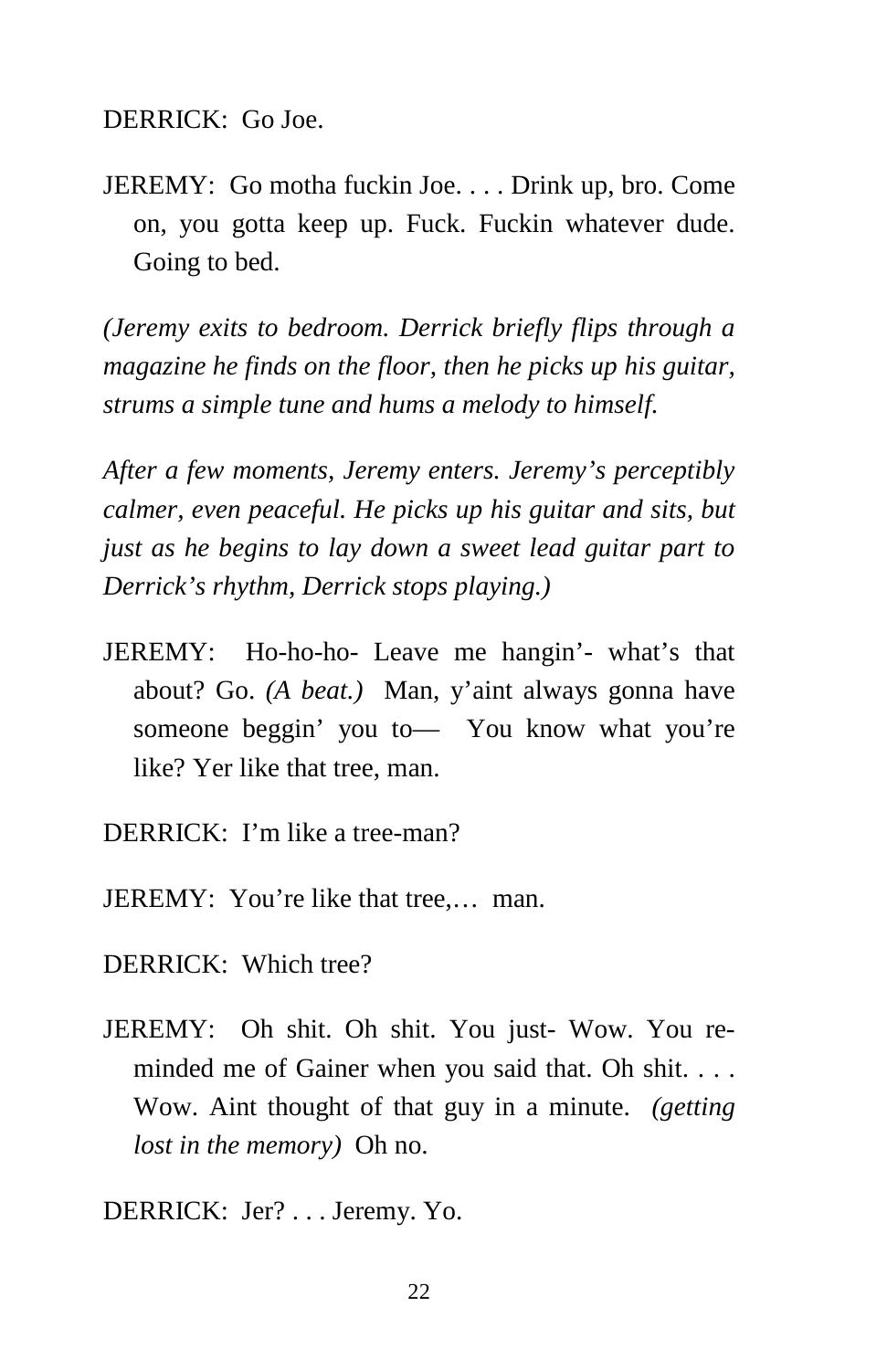DERRICK: Go Joe.

JEREMY: Go motha fuckin Joe. . . . Drink up, bro. Come on, you gotta keep up. Fuck. Fuckin whatever dude. Going to bed.

*(Jeremy exits to bedroom. Derrick briefly flips through a magazine he finds on the floor, then he picks up his guitar, strums a simple tune and hums a melody to himself.*

*After a few moments, Jeremy enters. Jeremy's perceptibly calmer, even peaceful. He picks up his guitar and sits, but just as he begins to lay down a sweet lead guitar part to Derrick's rhythm, Derrick stops playing.)*

JEREMY: Ho-ho-ho- Leave me hangin'- what's that about? Go. *(A beat.)* Man, y'aint always gonna have someone beggin' you to— You know what you're like? Yer like that tree, man.

DERRICK: I'm like a tree-man?

JEREMY: You're like that tree,… man.

DERRICK: Which tree?

JEREMY: Oh shit. Oh shit. You just- Wow. You reminded me of Gainer when you said that. Oh shit. . . . Wow. Aint thought of that guy in a minute. *(getting lost in the memory)* Oh no.

DERRICK: Jer? . . . Jeremy. Yo.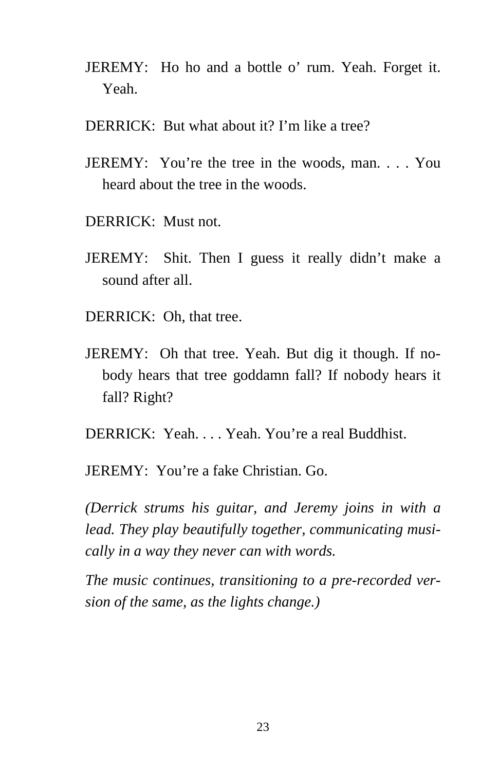JEREMY: Ho ho and a bottle o' rum. Yeah. Forget it. Yeah.

DERRICK: But what about it? I'm like a tree?

JEREMY: You're the tree in the woods, man. . . . You heard about the tree in the woods.

DERRICK: Must not.

JEREMY: Shit. Then I guess it really didn't make a sound after all.

DERRICK: Oh, that tree.

JEREMY: Oh that tree. Yeah. But dig it though. If nobody hears that tree goddamn fall? If nobody hears it fall? Right?

DERRICK: Yeah. . . . Yeah. You're a real Buddhist.

JEREMY: You're a fake Christian. Go.

*(Derrick strums his guitar, and Jeremy joins in with a lead. They play beautifully together, communicating musically in a way they never can with words.*

*The music continues, transitioning to a pre-recorded version of the same, as the lights change.)*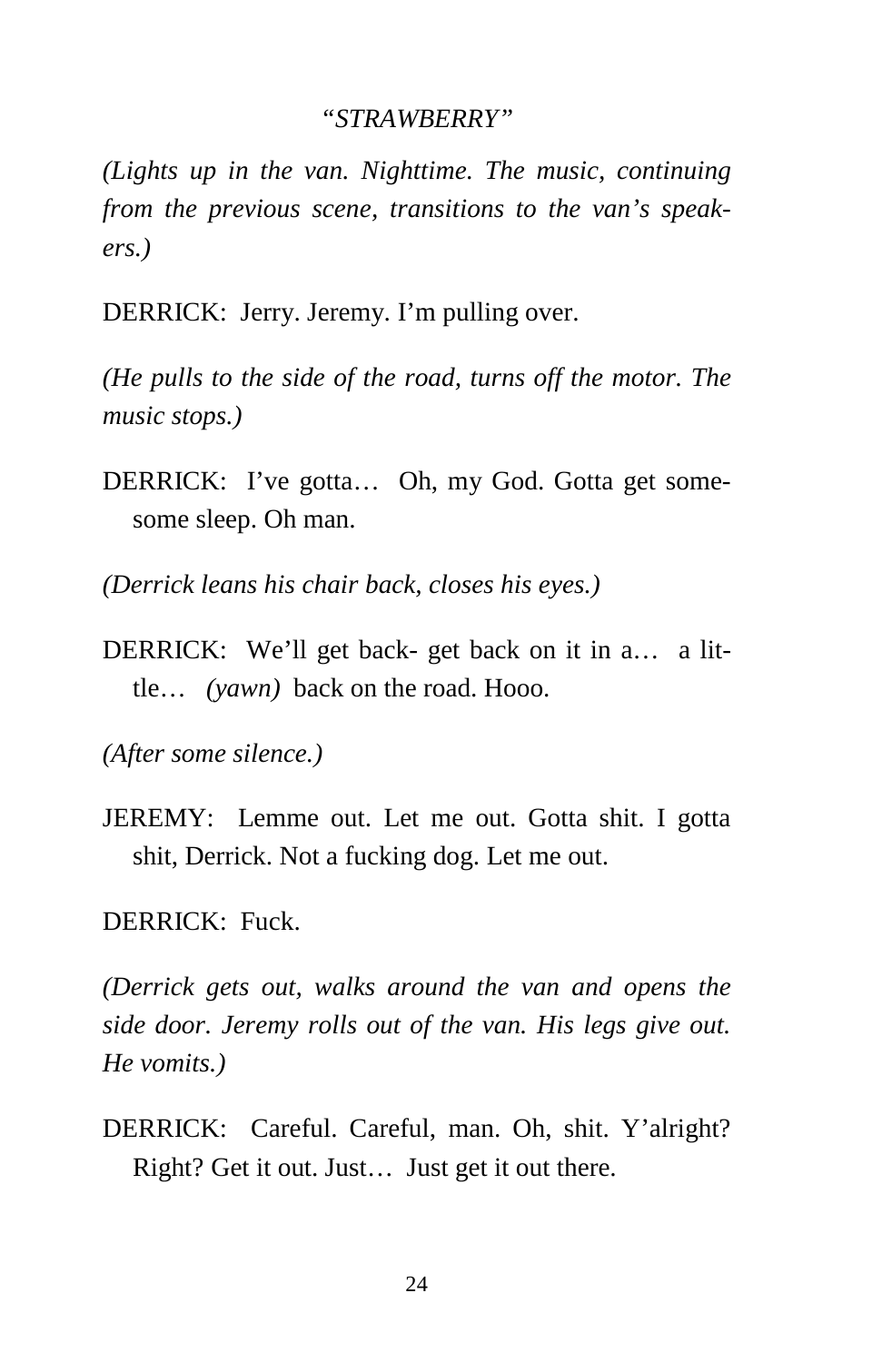*"STRAWBERRY"*

*(Lights up in the van. Nighttime. The music, continuing from the previous scene, transitions to the van's speakers.)*

DERRICK: Jerry. Jeremy. I'm pulling over.

*(He pulls to the side of the road, turns off the motor. The music stops.)*

DERRICK: I've gotta… Oh, my God. Gotta get some-some sleep. Oh man.

*(Derrick leans his chair back, closes his eyes.)*

DERRICK: We'll get back- get back on it in a… a little… *(yawn)* back on the road. Hooo.

*(After some silence.)*

JEREMY: Lemme out. Let me out. Gotta shit. I gotta shit, Derrick. Not a fucking dog. Let me out.

DERRICK: Fuck.

*(Derrick gets out, walks around the van and opens the side door. Jeremy rolls out of the van. His legs give out. He vomits.)*

DERRICK: Careful. Careful, man. Oh, shit. Y'alright? Right? Get it out. Just… Just get it out there.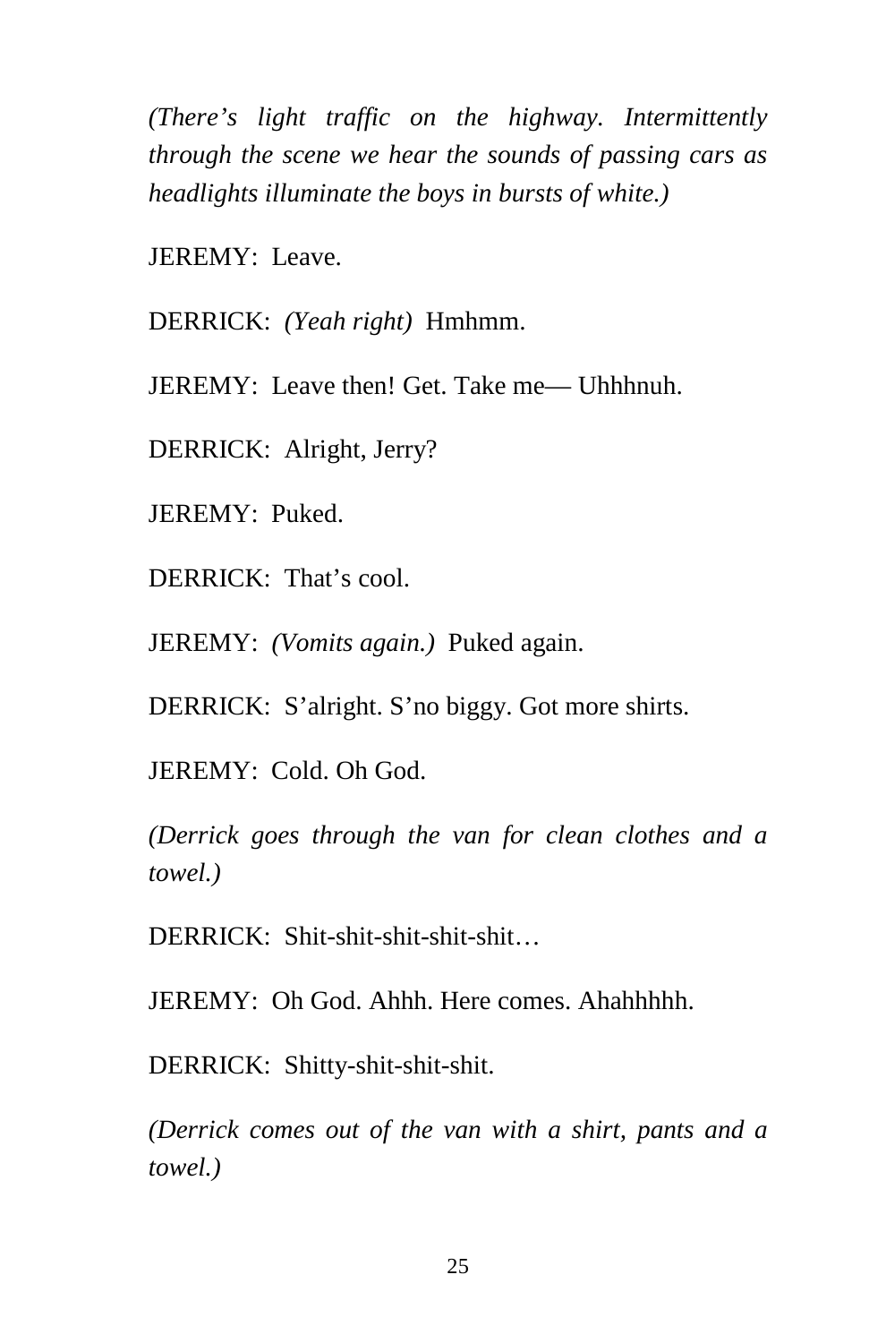*(There's light traffic on the highway. Intermittently through the scene we hear the sounds of passing cars as headlights illuminate the boys in bursts of white.)*

JEREMY: Leave.

DERRICK: *(Yeah right)* Hmhmm.

JEREMY: Leave then! Get. Take me— Uhhhnuh.

DERRICK: Alright, Jerry?

JEREMY: Puked.

DERRICK: That's cool.

JEREMY: *(Vomits again.)* Puked again.

DERRICK: S'alright. S'no biggy. Got more shirts.

JEREMY: Cold. Oh God.

*(Derrick goes through the van for clean clothes and a towel.)*

DERRICK: Shit-shit-shit-shit-shit…

JEREMY: Oh God. Ahhh. Here comes. Ahahhhhh.

DERRICK: Shitty-shit-shit-shit.

*(Derrick comes out of the van with a shirt, pants and a towel.)*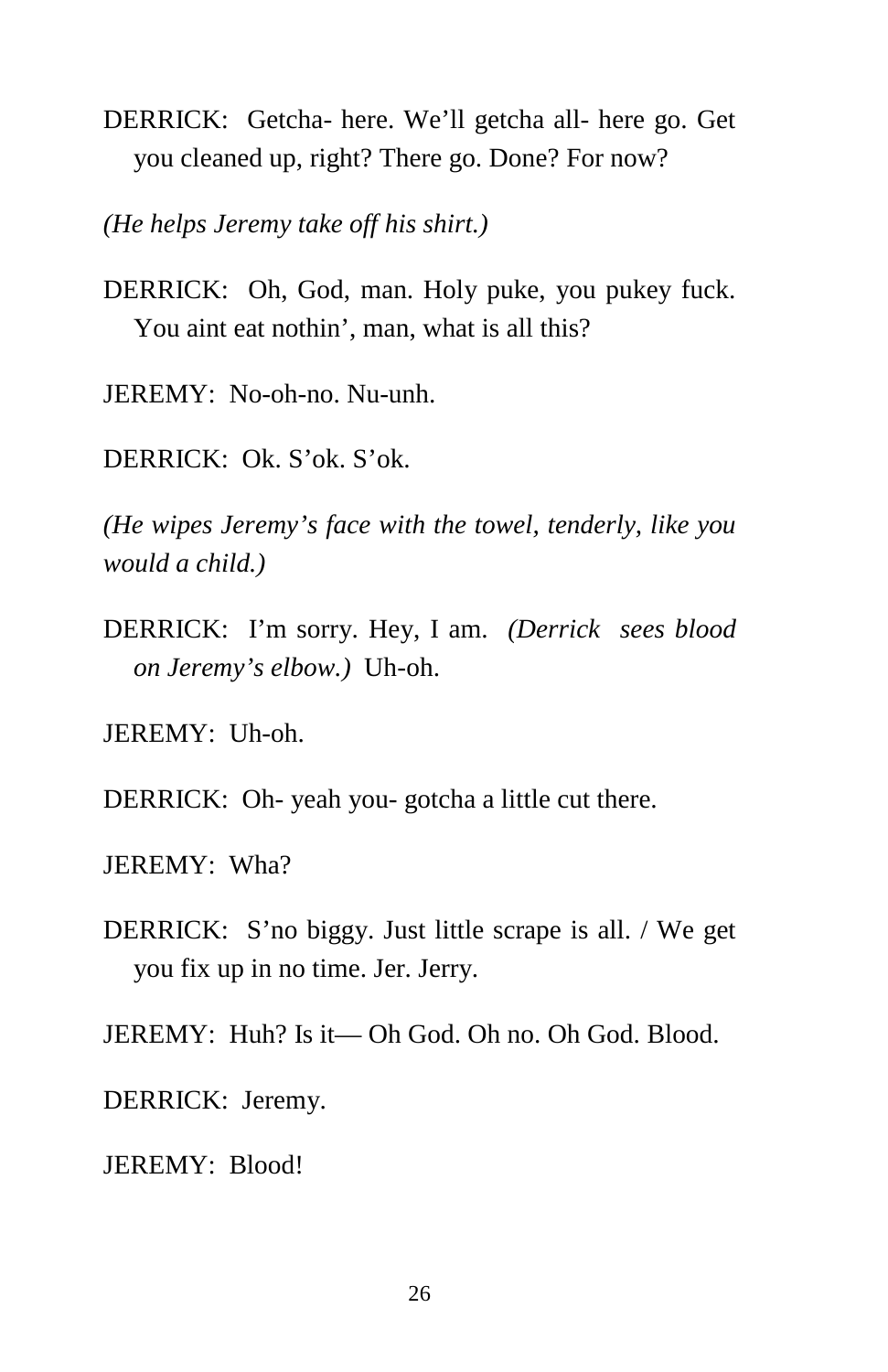DERRICK: Getcha- here. We'll getcha all- here go. Get you cleaned up, right? There go. Done? For now?

*(He helps Jeremy take off his shirt.)*

DERRICK: Oh, God, man. Holy puke, you pukey fuck. You aint eat nothin', man, what is all this?

JEREMY: No-oh-no. Nu-unh.

DERRICK: Ok. S'ok. S'ok.

*(He wipes Jeremy's face with the towel, tenderly, like you would a child.)*

DERRICK: I'm sorry. Hey, I am. *(Derrick sees blood on Jeremy's elbow.)* Uh-oh.

JEREMY: Uh-oh.

DERRICK: Oh- yeah you- gotcha a little cut there.

JEREMY: Wha?

DERRICK: S'no biggy. Just little scrape is all. / We get you fix up in no time. Jer. Jerry.

JEREMY: Huh? Is it— Oh God. Oh no. Oh God. Blood.

DERRICK: Jeremy.

JEREMY: Blood!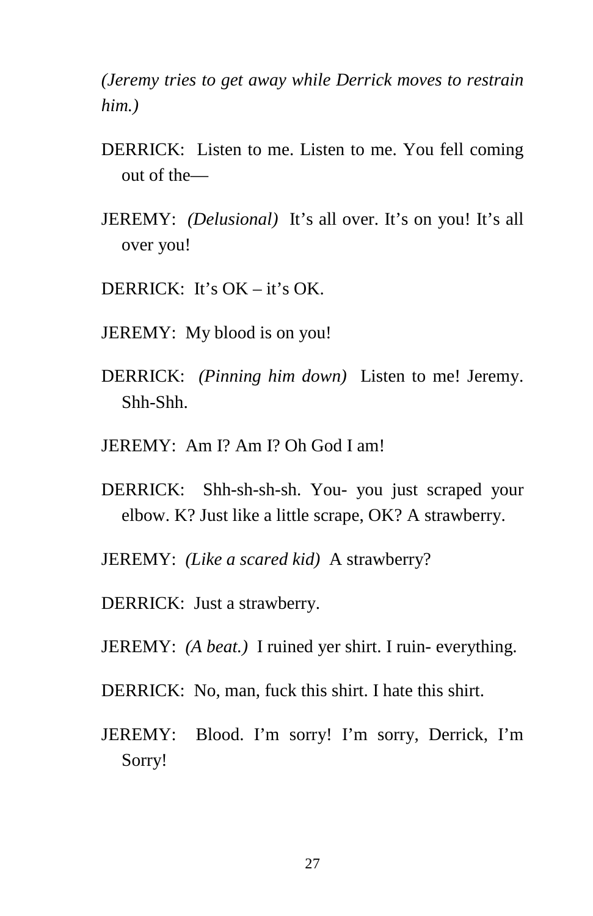*(Jeremy tries to get away while Derrick moves to restrain him.)*

DERRICK: Listen to me. Listen to me. You fell coming out of the—

JEREMY: *(Delusional)* It's all over. It's on you! It's all over you!

DERRICK: It's OK – it's OK.

JEREMY: My blood is on you!

DERRICK: *(Pinning him down)* Listen to me! Jeremy. Shh-Shh.

JEREMY: Am I? Am I? Oh God I am!

DERRICK: Shh-sh-sh-sh. You- you just scraped your elbow. K? Just like a little scrape, OK? A strawberry.

JEREMY: *(Like a scared kid)* A strawberry?

DERRICK: Just a strawberry.

JEREMY: *(A beat.)* I ruined yer shirt. I ruin- everything.

DERRICK: No, man, fuck this shirt. I hate this shirt.

JEREMY: Blood. I'm sorry! I'm sorry, Derrick, I'm Sorry!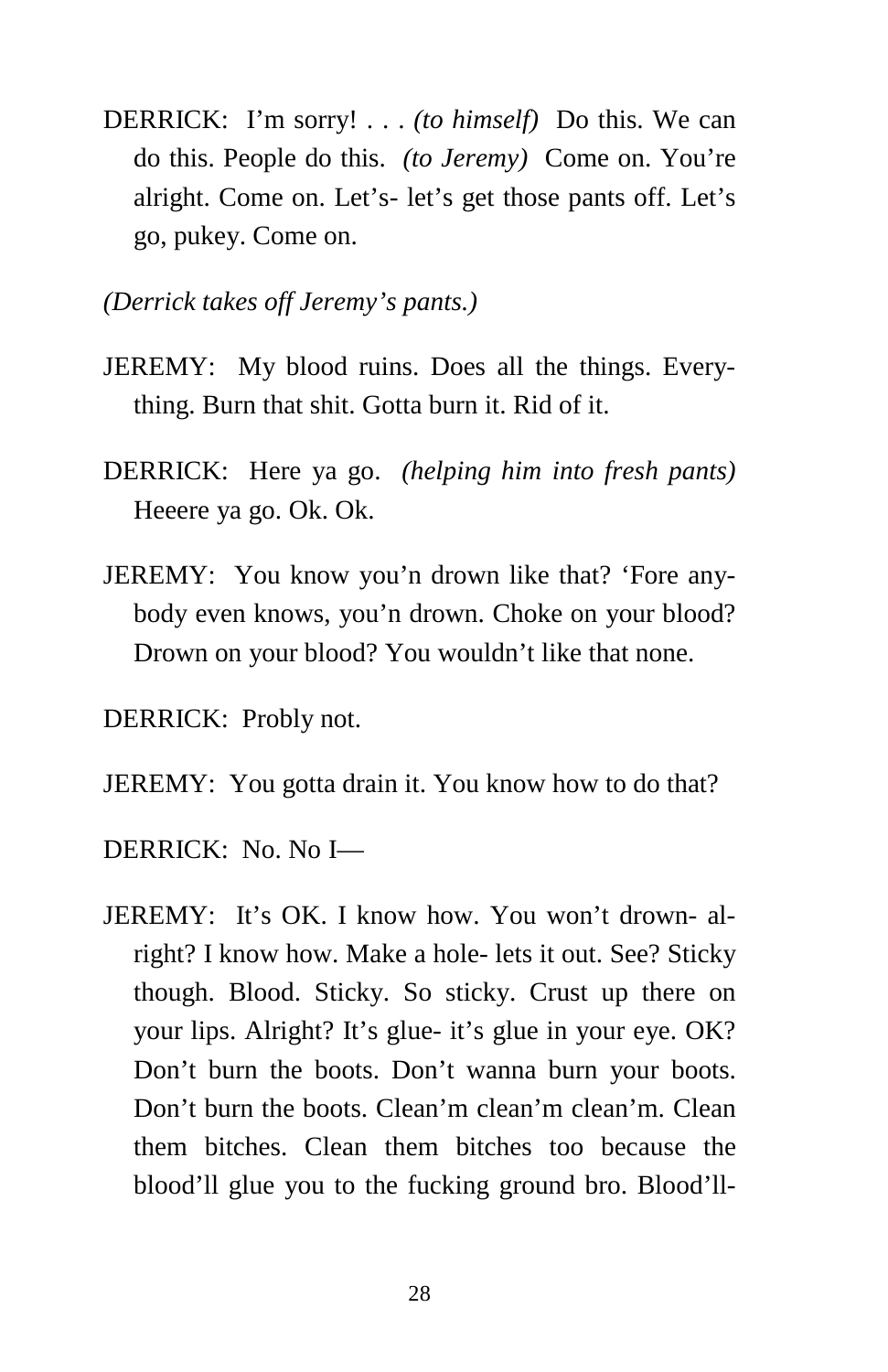DERRICK: I'm sorry! . . . *(to himself)* Do this. We can do this. People do this. *(to Jeremy)* Come on. You're alright. Come on. Let's- let's get those pants off. Let's go, pukey. Come on.

*(Derrick takes off Jeremy's pants.)*

JEREMY: My blood ruins. Does all the things. Everything. Burn that shit. Gotta burn it. Rid of it.

DERRICK: Here ya go. *(helping him into fresh pants)* Heeere ya go. Ok. Ok.

JEREMY: You know you'n drown like that? 'Fore anybody even knows, you'n drown. Choke on your blood? Drown on your blood? You wouldn't like that none.

DERRICK: Probly not.

JEREMY: You gotta drain it. You know how to do that?

DERRICK: No. No I—

JEREMY: It's OK. I know how. You won't drown- alright? I know how. Make a hole- lets it out. See? Sticky though. Blood. Sticky. So sticky. Crust up there on your lips. Alright? It's glue- it's glue in your eye. OK? Don't burn the boots. Don't wanna burn your boots. Don't burn the boots. Clean'm clean'm clean'm. Clean them bitches. Clean them bitches too because the blood'll glue you to the fucking ground bro. Blood'll-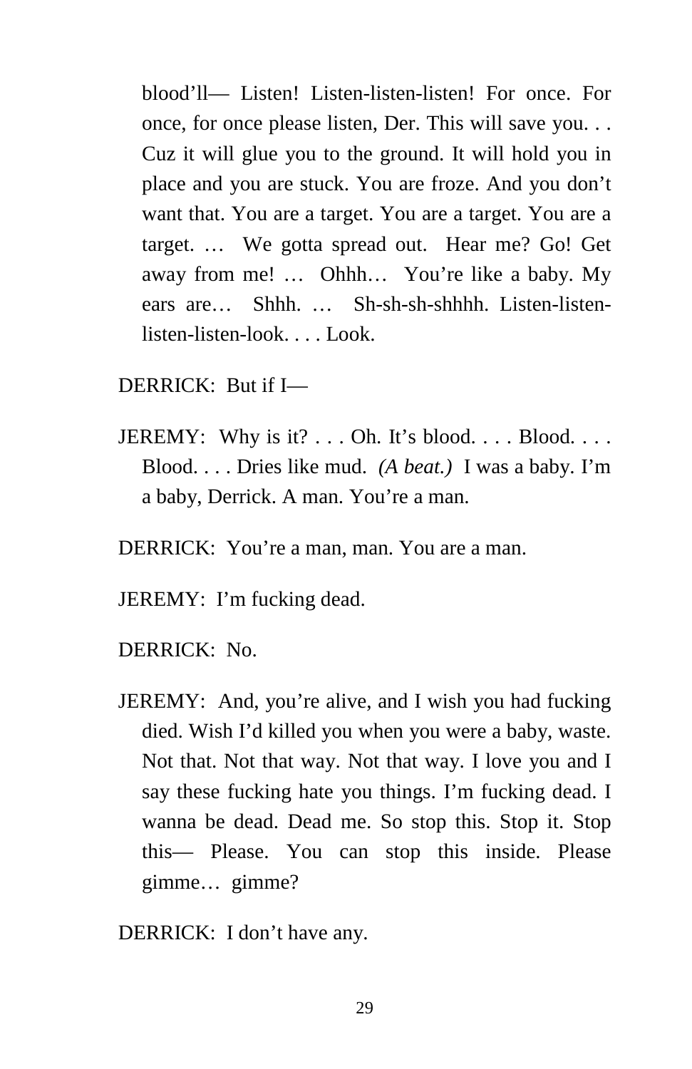blood'll— Listen! Listen-listen-listen! For once. For once, for once please listen, Der. This will save you. . . Cuz it will glue you to the ground. It will hold you in place and you are stuck. You are froze. And you don't want that. You are a target. You are a target. You are a target. … We gotta spread out. Hear me? Go! Get away from me! … Ohhh… You're like a baby. My ears are… Shhh. … Sh-sh-sh-shhhh. Listen-listen-listen-listen-look. . . . Look.

DERRICK: But if I—

JEREMY: Why is it? . . . Oh. It's blood. . . . Blood. . . . Blood. . . . Dries like mud. *(A beat.)* I was a baby. I'm a baby, Derrick. A man. You're a man.

DERRICK: You're a man, man. You are a man.

JEREMY: I'm fucking dead.

DERRICK: No.

JEREMY: And, you're alive, and I wish you had fucking died. Wish I'd killed you when you were a baby, waste. Not that. Not that way. Not that way. I love you and I say these fucking hate you things. I'm fucking dead. I wanna be dead. Dead me. So stop this. Stop it. Stop this— Please. You can stop this inside. Please gimme… gimme?

DERRICK: I don't have any.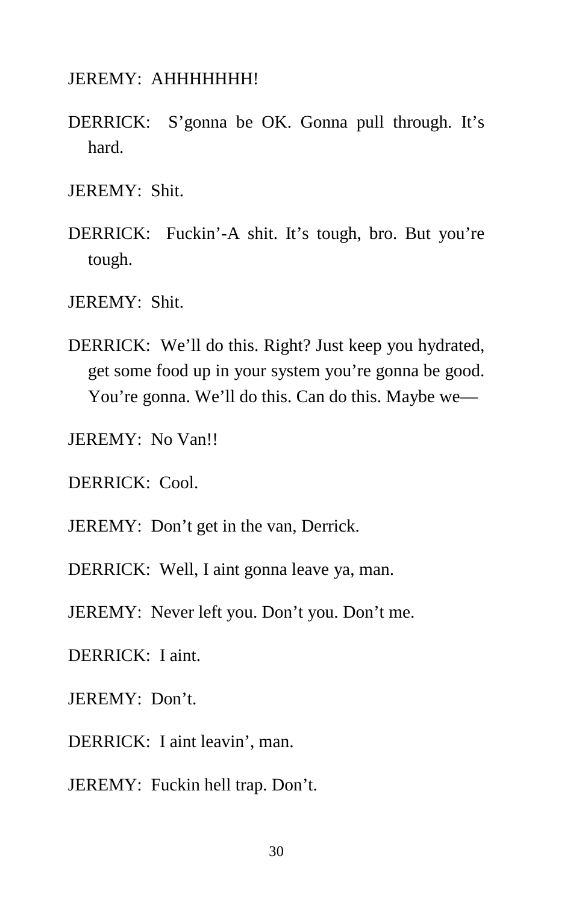JEREMY: AHHHHHHH!

DERRICK: S'gonna be OK. Gonna pull through. It's hard.

JEREMY: Shit.

DERRICK: Fuckin'-A shit. It's tough, bro. But you're tough.

JEREMY: Shit.

DERRICK: We'll do this. Right? Just keep you hydrated, get some food up in your system you're gonna be good. You're gonna. We'll do this. Can do this. Maybe we—

JEREMY: No Van!!

DERRICK: Cool.

JEREMY: Don't get in the van, Derrick.

DERRICK: Well, I aint gonna leave ya, man.

JEREMY: Never left you. Don't you. Don't me.

DERRICK: I aint.

JEREMY: Don't.

DERRICK: I aint leavin', man.

JEREMY: Fuckin hell trap. Don't.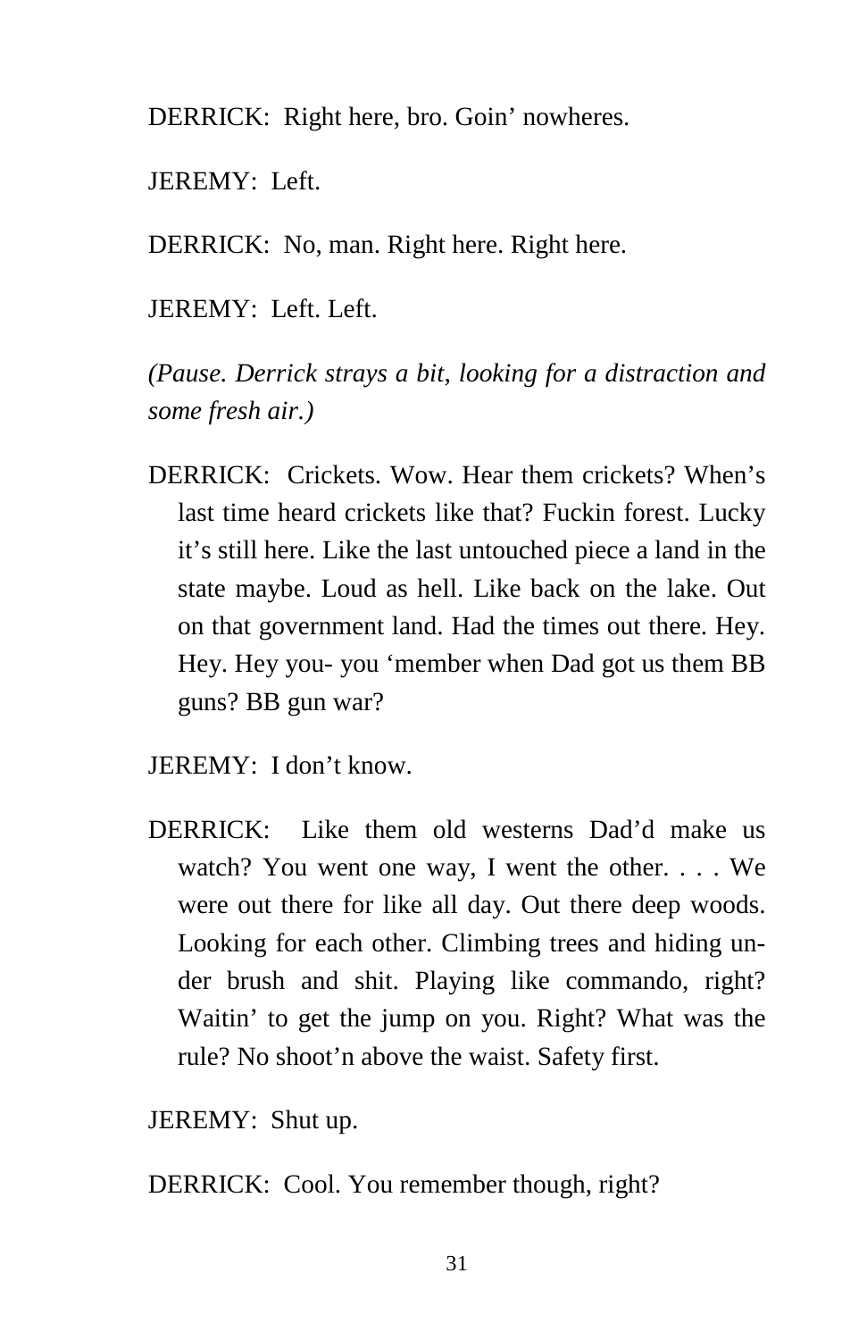DERRICK: Right here, bro. Goin' nowheres.

JEREMY: Left.

DERRICK: No, man. Right here. Right here.

JEREMY: Left. Left.

*(Pause. Derrick strays a bit, looking for a distraction and some fresh air.)*

DERRICK: Crickets. Wow. Hear them crickets? When's last time heard crickets like that? Fuckin forest. Lucky it's still here. Like the last untouched piece a land in the state maybe. Loud as hell. Like back on the lake. Out on that government land. Had the times out there. Hey. Hey. Hey you- you 'member when Dad got us them BB guns? BB gun war?

JEREMY: I don't know.

DERRICK: Like them old westerns Dad'd make us watch? You went one way, I went the other. . . . We were out there for like all day. Out there deep woods. Looking for each other. Climbing trees and hiding under brush and shit. Playing like commando, right? Waitin' to get the jump on you. Right? What was the rule? No shoot'n above the waist. Safety first.

JEREMY: Shut up.

DERRICK: Cool. You remember though, right?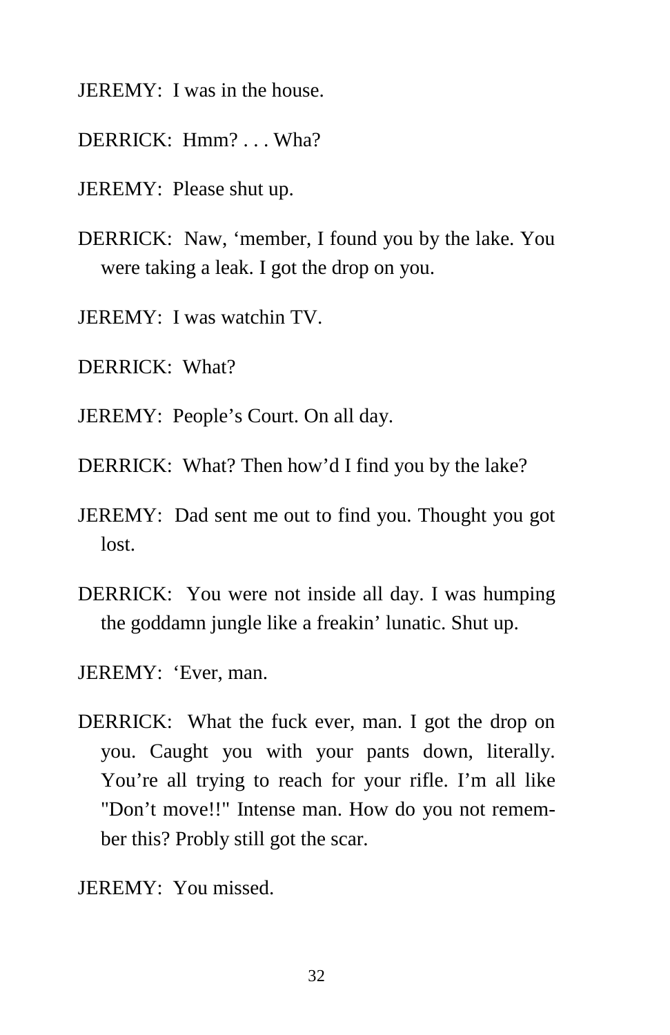JEREMY: I was in the house.

DERRICK: Hmm? . . . Wha?

JEREMY: Please shut up.

DERRICK: Naw, ‘member, I found you by the lake. You were taking a leak. I got the drop on you.

JEREMY: I was watchin TV.

DERRICK: What?

JEREMY: People’s Court. On all day.

DERRICK: What? Then how’d I find you by the lake?

JEREMY: Dad sent me out to find you. Thought you got lost.

DERRICK: You were not inside all day. I was humping the goddamn jungle like a freakin’ lunatic. Shut up.

JEREMY: ‘Ever, man.

DERRICK: What the fuck ever, man. I got the drop on you. Caught you with your pants down, literally. You’re all trying to reach for your rifle. I’m all like "Don’t move!!" Intense man. How do you not remember this? Probly still got the scar.

JEREMY: You missed.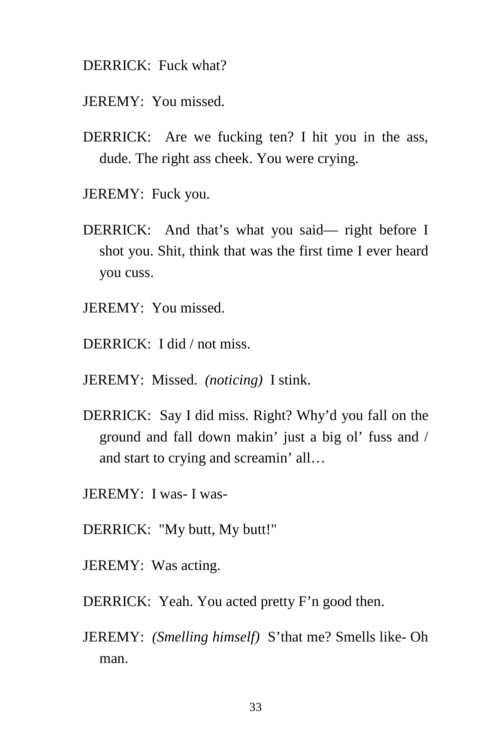DERRICK: Fuck what?

JEREMY: You missed.

DERRICK: Are we fucking ten? I hit you in the ass, dude. The right ass cheek. You were crying.

JEREMY: Fuck you.

DERRICK: And that’s what you said— right before I shot you. Shit, think that was the first time I ever heard you cuss.

JEREMY: You missed.

DERRICK: I did / not miss.

JEREMY: Missed. *(noticing)* I stink.

DERRICK: Say I did miss. Right? Why’d you fall on the ground and fall down makin’ just a big ol’ fuss and / and start to crying and screamin’ all…

JEREMY: I was- I was-

DERRICK: "My butt, My butt!"

JEREMY: Was acting.

DERRICK: Yeah. You acted pretty F’n good then.

JEREMY: *(Smelling himself)* S’that me? Smells like- Oh man.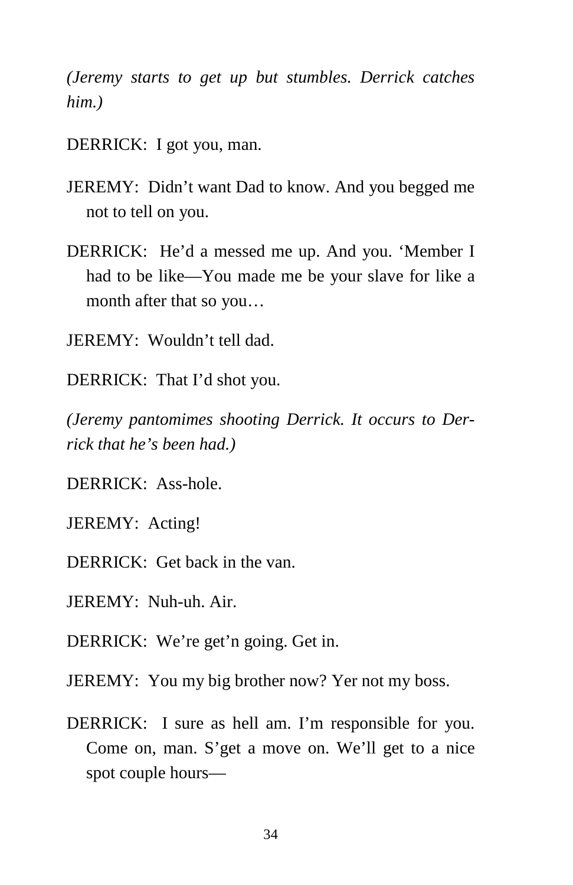*(Jeremy starts to get up but stumbles. Derrick catches him.)*

DERRICK: I got you, man.

JEREMY: Didn't want Dad to know. And you begged me not to tell on you.

DERRICK: He'd a messed me up. And you. 'Member I had to be like—You made me be your slave for like a month after that so you…

JEREMY: Wouldn't tell dad.

DERRICK: That I'd shot you.

*(Jeremy pantomimes shooting Derrick. It occurs to Derrick that he's been had.)*

DERRICK: Ass-hole.

JEREMY: Acting!

DERRICK: Get back in the van.

JEREMY: Nuh-uh. Air.

DERRICK: We're get'n going. Get in.

JEREMY: You my big brother now? Yer not my boss.

DERRICK: I sure as hell am. I'm responsible for you. Come on, man. S'get a move on. We'll get to a nice spot couple hours—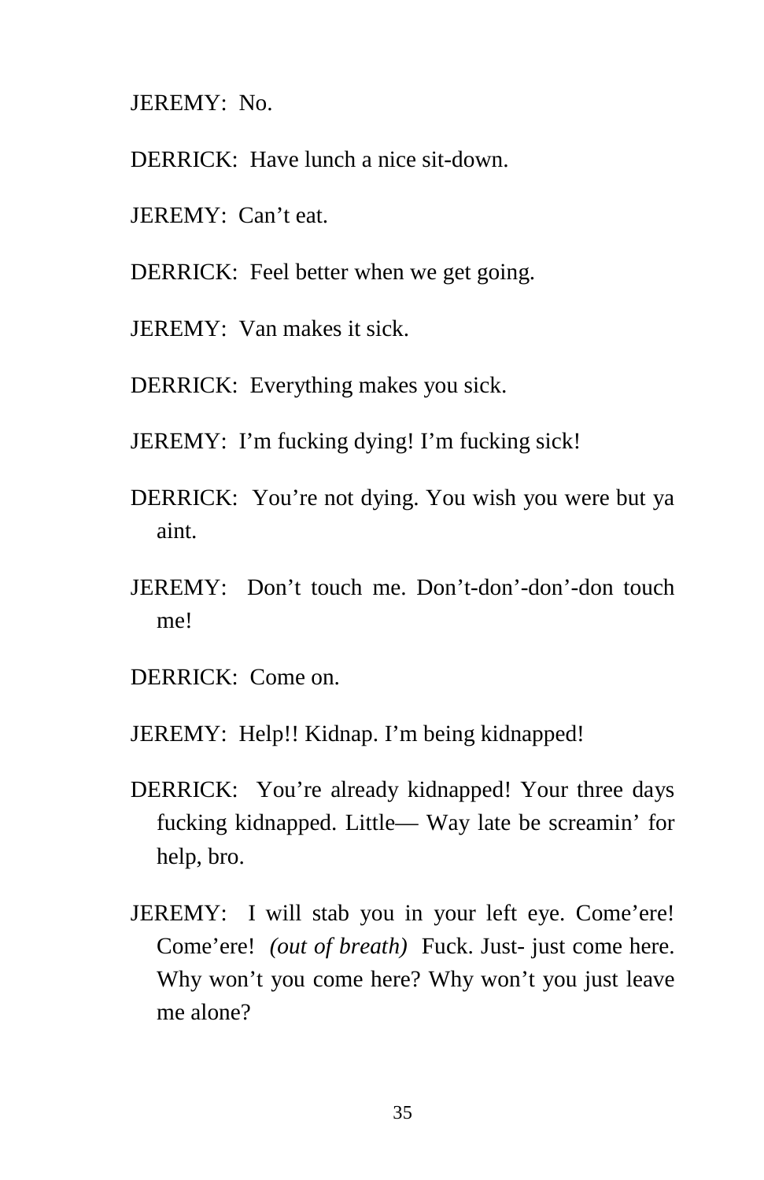JEREMY: No.

DERRICK: Have lunch a nice sit-down.

JEREMY: Can’t eat.

DERRICK: Feel better when we get going.

JEREMY: Van makes it sick.

DERRICK: Everything makes you sick.

JEREMY: I’m fucking dying! I’m fucking sick!

DERRICK: You’re not dying. You wish you were but ya aint.

JEREMY: Don’t touch me. Don’t-don’-don’-don touch me!

DERRICK: Come on.

JEREMY: Help!! Kidnap. I’m being kidnapped!

DERRICK: You’re already kidnapped! Your three days fucking kidnapped. Little— Way late be screamin’ for help, bro.

JEREMY: I will stab you in your left eye. Come’ere! Come’ere! *(out of breath)* Fuck. Just- just come here. Why won’t you come here? Why won’t you just leave me alone?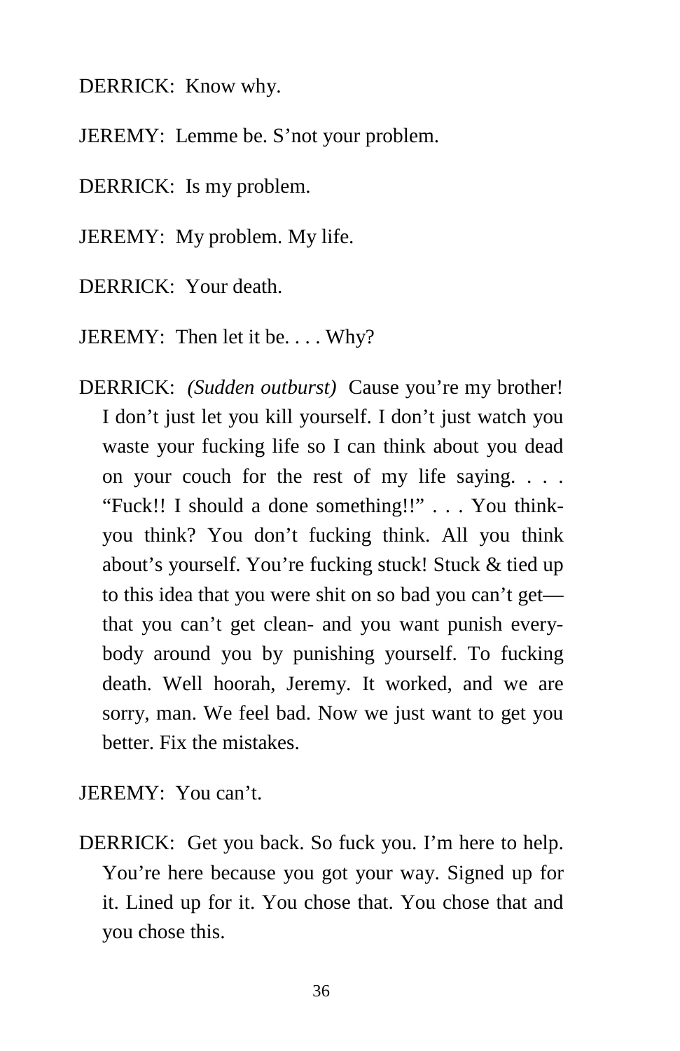DERRICK: Know why.

JEREMY: Lemme be. S'not your problem.

DERRICK: Is my problem.

JEREMY: My problem. My life.

DERRICK: Your death.

JEREMY: Then let it be. . . . Why?

DERRICK: *(Sudden outburst)* Cause you're my brother! I don't just let you kill yourself. I don't just watch you waste your fucking life so I can think about you dead on your couch for the rest of my life saying. . . . "Fuck!! I should a done something!!" . . . You think- you think? You don't fucking think. All you think about's yourself. You're fucking stuck! Stuck & tied up to this idea that you were shit on so bad you can't get— that you can't get clean- and you want punish everybody around you by punishing yourself. To fucking death. Well hoorah, Jeremy. It worked, and we are sorry, man. We feel bad. Now we just want to get you better. Fix the mistakes.

JEREMY: You can't.

DERRICK: Get you back. So fuck you. I'm here to help. You're here because you got your way. Signed up for it. Lined up for it. You chose that. You chose that and you chose this.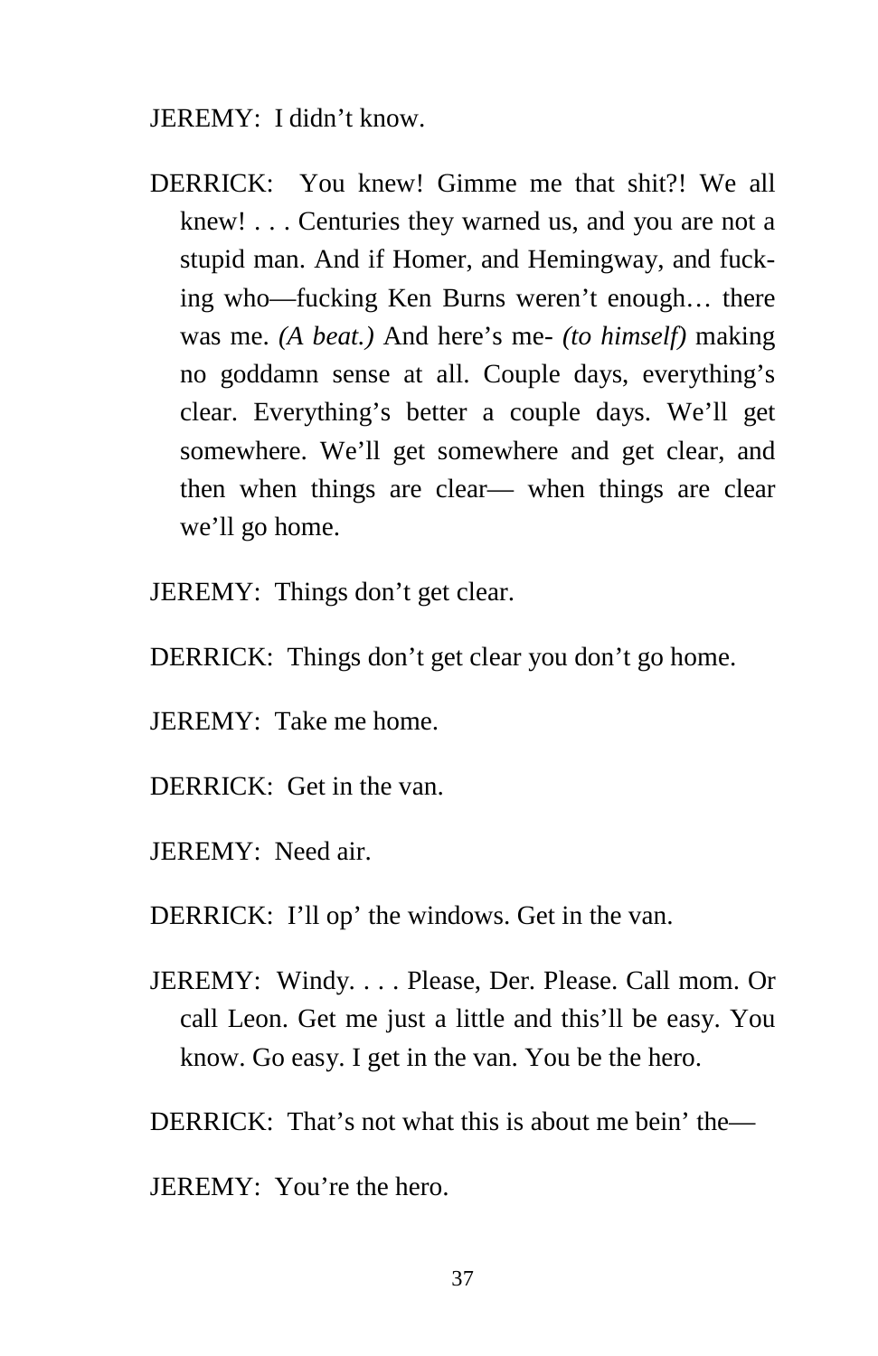JEREMY:  I didn't know.

DERRICK:  You knew! Gimme me that shit?! We all knew! . . . Centuries they warned us, and you are not a stupid man. And if Homer, and Hemingway, and fucking who—fucking Ken Burns weren't enough… there was me. *(A beat.)* And here's me- *(to himself)* making no goddamn sense at all. Couple days, everything's clear. Everything's better a couple days. We'll get somewhere. We'll get somewhere and get clear, and then when things are clear— when things are clear we'll go home.

JEREMY:  Things don't get clear.

DERRICK:  Things don't get clear you don't go home.

JEREMY:  Take me home.

DERRICK:  Get in the van.

JEREMY:  Need air.

DERRICK:  I'll op' the windows. Get in the van.

JEREMY:  Windy. . . . Please, Der. Please. Call mom. Or call Leon. Get me just a little and this'll be easy. You know. Go easy. I get in the van. You be the hero.

DERRICK:  That's not what this is about me bein' the—

JEREMY:  You're the hero.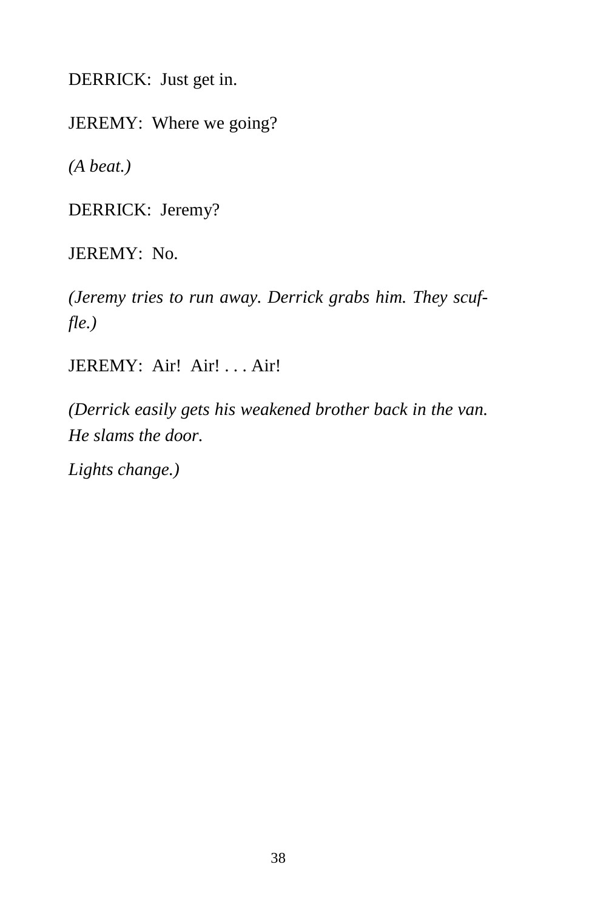DERRICK:  Just get in.

JEREMY:  Where we going?

*(A beat.)*

DERRICK:  Jeremy?

JEREMY:  No.

*(Jeremy tries to run away. Derrick grabs him. They scuffle.)*

JEREMY:  Air!  Air! . . . Air!

*(Derrick easily gets his weakened brother back in the van. He slams the door.*

*Lights change.)*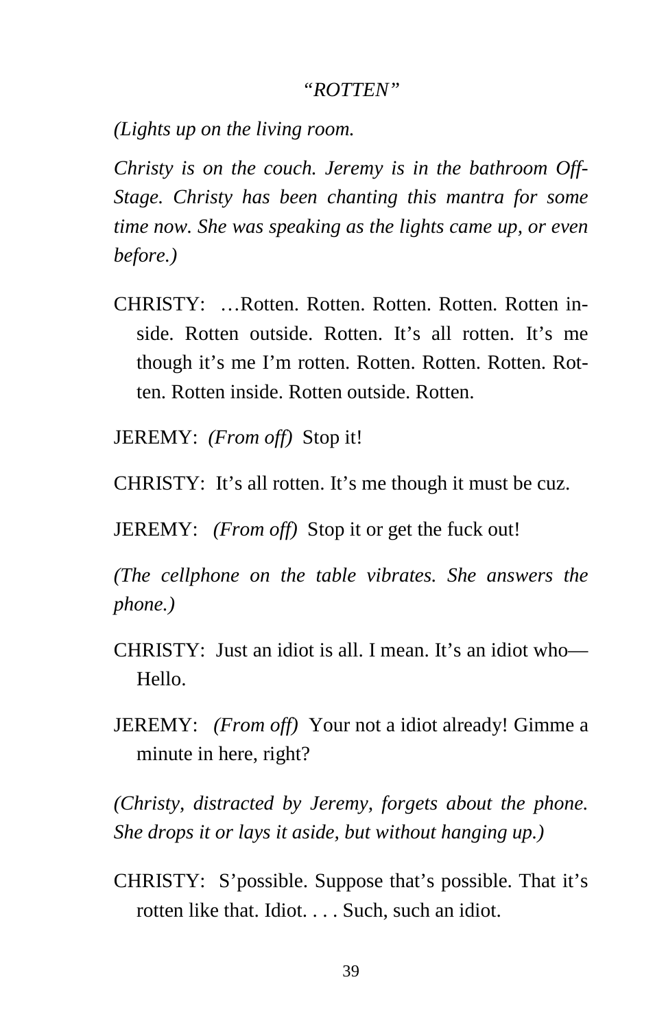*"ROTTEN"*

*(Lights up on the living room.*

*Christy is on the couch. Jeremy is in the bathroom Off-Stage. Christy has been chanting this mantra for some time now. She was speaking as the lights came up, or even before.)*

CHRISTY: …Rotten. Rotten. Rotten. Rotten. Rotten inside. Rotten outside. Rotten. It's all rotten. It's me though it's me I'm rotten. Rotten. Rotten. Rotten. Rotten. Rotten inside. Rotten outside. Rotten.

JEREMY: *(From off)* Stop it!

CHRISTY: It's all rotten. It's me though it must be cuz.

JEREMY: *(From off)* Stop it or get the fuck out!

*(The cellphone on the table vibrates. She answers the phone.)*

CHRISTY: Just an idiot is all. I mean. It's an idiot who— Hello.

JEREMY: *(From off)* Your not a idiot already! Gimme a minute in here, right?

*(Christy, distracted by Jeremy, forgets about the phone. She drops it or lays it aside, but without hanging up.)*

CHRISTY: S'possible. Suppose that's possible. That it's rotten like that. Idiot. . . . Such, such an idiot.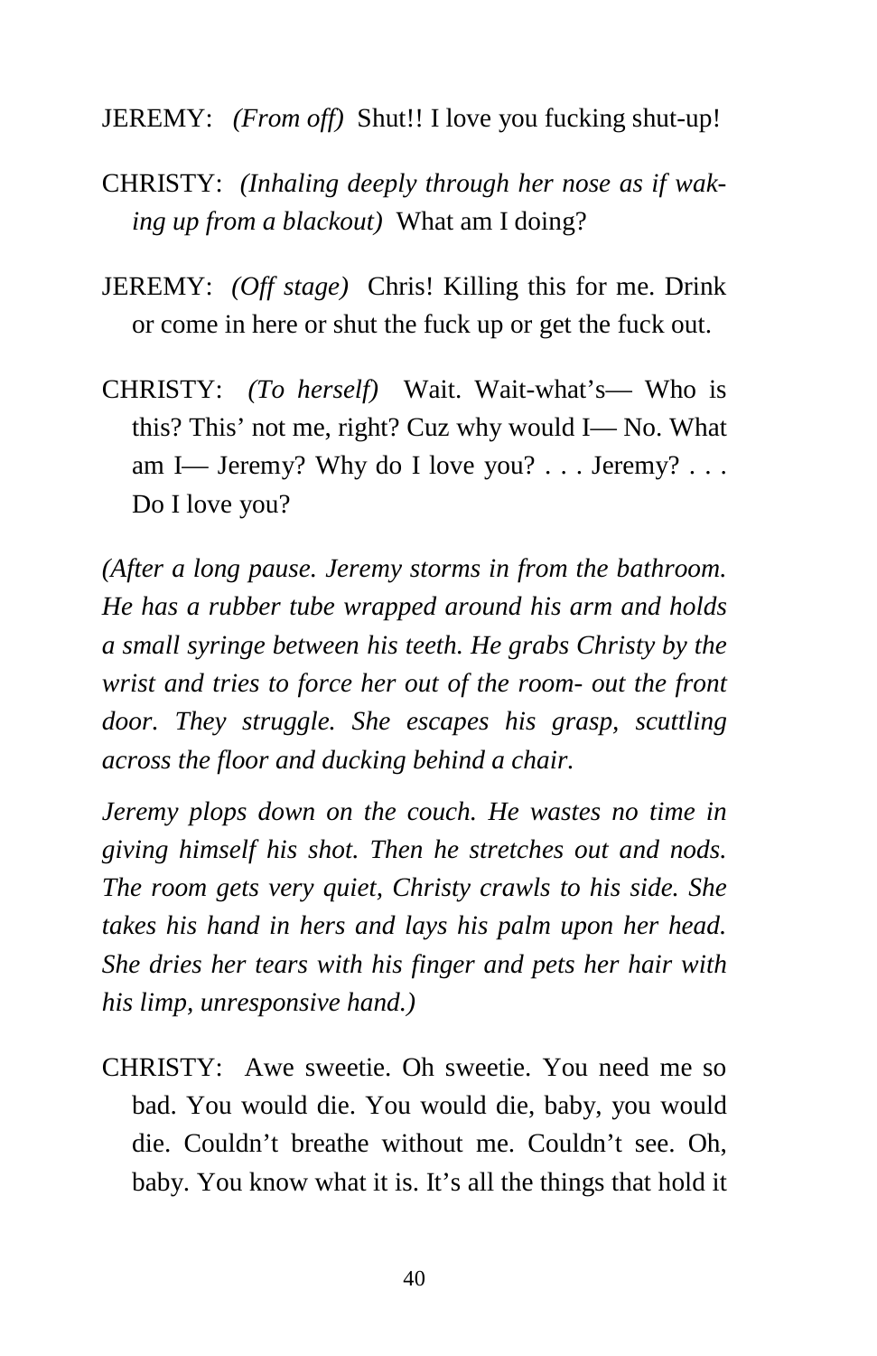JEREMY: *(From off)* Shut!! I love you fucking shut-up!

CHRISTY: *(Inhaling deeply through her nose as if waking up from a blackout)* What am I doing?

JEREMY: *(Off stage)* Chris! Killing this for me. Drink or come in here or shut the fuck up or get the fuck out.

CHRISTY: *(To herself)* Wait. Wait-what's— Who is this? This' not me, right? Cuz why would I— No. What am I— Jeremy? Why do I love you? . . . Jeremy? . . . Do I love you?

*(After a long pause. Jeremy storms in from the bathroom. He has a rubber tube wrapped around his arm and holds a small syringe between his teeth. He grabs Christy by the wrist and tries to force her out of the room- out the front door. They struggle. She escapes his grasp, scuttling across the floor and ducking behind a chair.*

*Jeremy plops down on the couch. He wastes no time in giving himself his shot. Then he stretches out and nods. The room gets very quiet, Christy crawls to his side. She takes his hand in hers and lays his palm upon her head. She dries her tears with his finger and pets her hair with his limp, unresponsive hand.)*

CHRISTY: Awe sweetie. Oh sweetie. You need me so bad. You would die. You would die, baby, you would die. Couldn't breathe without me. Couldn't see. Oh, baby. You know what it is. It's all the things that hold it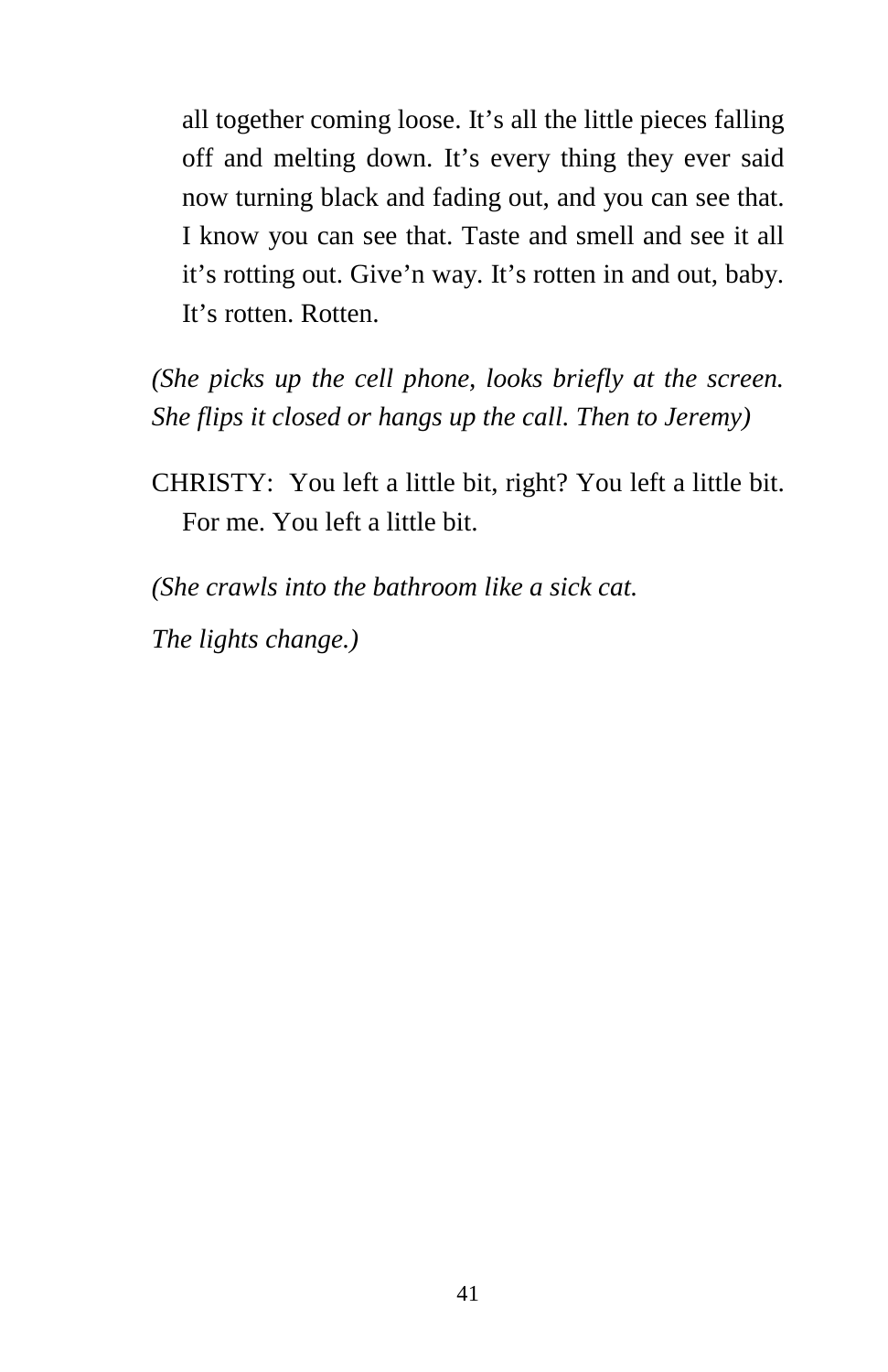all together coming loose. It's all the little pieces falling off and melting down. It's every thing they ever said now turning black and fading out, and you can see that. I know you can see that. Taste and smell and see it all it's rotting out. Give'n way. It's rotten in and out, baby. It's rotten. Rotten.

*(She picks up the cell phone, looks briefly at the screen. She flips it closed or hangs up the call. Then to Jeremy)*

CHRISTY: You left a little bit, right? You left a little bit. For me. You left a little bit.

*(She crawls into the bathroom like a sick cat.*

*The lights change.)*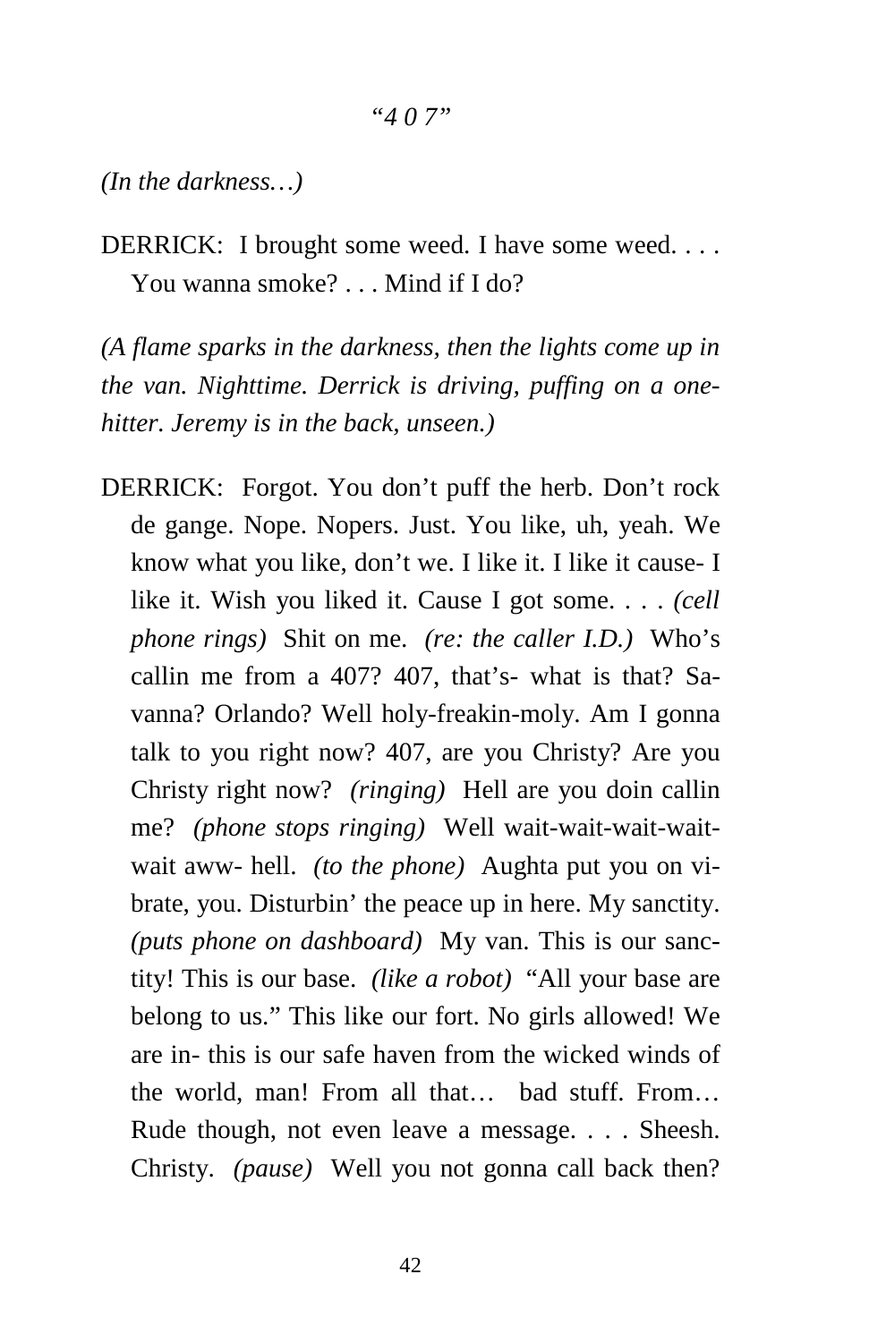*"4 0 7"*

*(In the darkness…)*

DERRICK: I brought some weed. I have some weed. . . . You wanna smoke? . . . Mind if I do?

*(A flame sparks in the darkness, then the lights come up in the van. Nighttime. Derrick is driving, puffing on a one-hitter. Jeremy is in the back, unseen.)*

DERRICK: Forgot. You don't puff the herb. Don't rock de gange. Nope. Nopers. Just. You like, uh, yeah. We know what you like, don't we. I like it. I like it cause- I like it. Wish you liked it. Cause I got some. . . . *(cell phone rings)* Shit on me. *(re: the caller I.D.)* Who's callin me from a 407? 407, that's- what is that? Savanna? Orlando? Well holy-freakin-moly. Am I gonna talk to you right now? 407, are you Christy? Are you Christy right now? *(ringing)* Hell are you doin callin me? *(phone stops ringing)* Well wait-wait-wait-wait-wait aww- hell. *(to the phone)* Aughta put you on vibrate, you. Disturbin' the peace up in here. My sanctity. *(puts phone on dashboard)* My van. This is our sanctity! This is our base. *(like a robot)* "All your base are belong to us." This like our fort. No girls allowed! We are in- this is our safe haven from the wicked winds of the world, man! From all that… bad stuff. From… Rude though, not even leave a message. . . . Sheesh. Christy. *(pause)* Well you not gonna call back then?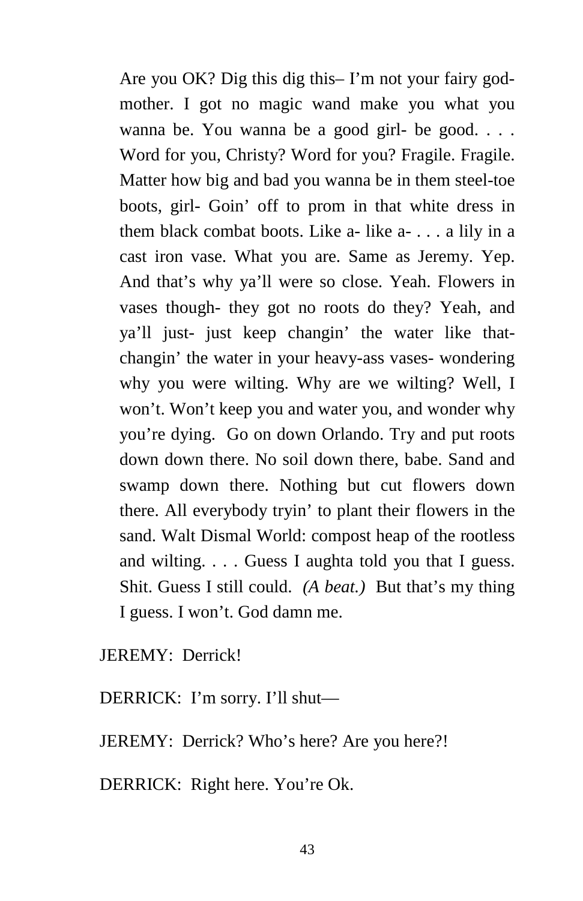Are you OK? Dig this dig this– I'm not your fairy god-mother. I got no magic wand make you what you wanna be. You wanna be a good girl- be good. . . . Word for you, Christy? Word for you? Fragile. Fragile. Matter how big and bad you wanna be in them steel-toe boots, girl- Goin' off to prom in that white dress in them black combat boots. Like a- like a- . . . a lily in a cast iron vase. What you are. Same as Jeremy. Yep. And that's why ya'll were so close. Yeah. Flowers in vases though- they got no roots do they? Yeah, and ya'll just- just keep changin' the water like that- changin' the water in your heavy-ass vases- wondering why you were wilting. Why are we wilting? Well, I won't. Won't keep you and water you, and wonder why you're dying.  Go on down Orlando. Try and put roots down down there. No soil down there, babe. Sand and swamp down there. Nothing but cut flowers down there. All everybody tryin' to plant their flowers in the sand. Walt Dismal World: compost heap of the rootless and wilting. . . . Guess I aughta told you that I guess. Shit. Guess I still could.  *(A beat.)*  But that's my thing I guess. I won't. God damn me.

JEREMY:  Derrick!

DERRICK:  I'm sorry. I'll shut—

JEREMY:  Derrick? Who's here? Are you here?!

DERRICK:  Right here. You're Ok.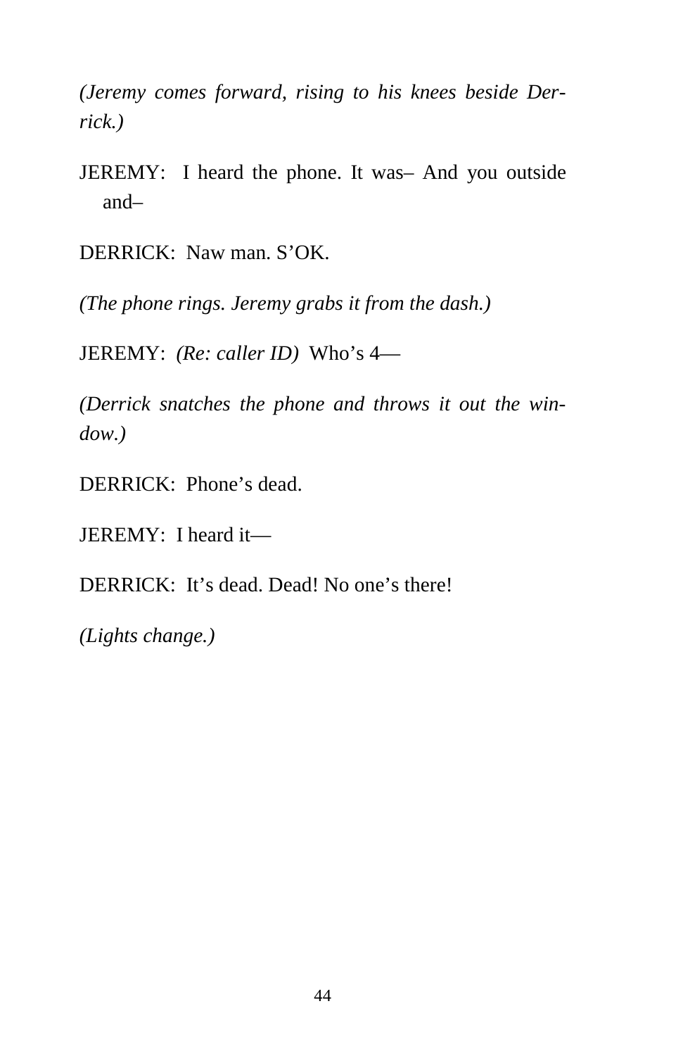*(Jeremy comes forward, rising to his knees beside Derrick.)*

JEREMY: I heard the phone. It was– And you outside and–

DERRICK: Naw man. S'OK.

*(The phone rings. Jeremy grabs it from the dash.)*

JEREMY: *(Re: caller ID)* Who's 4—

*(Derrick snatches the phone and throws it out the window.)*

DERRICK: Phone's dead.

JEREMY: I heard it—

DERRICK: It's dead. Dead! No one's there!

*(Lights change.)*